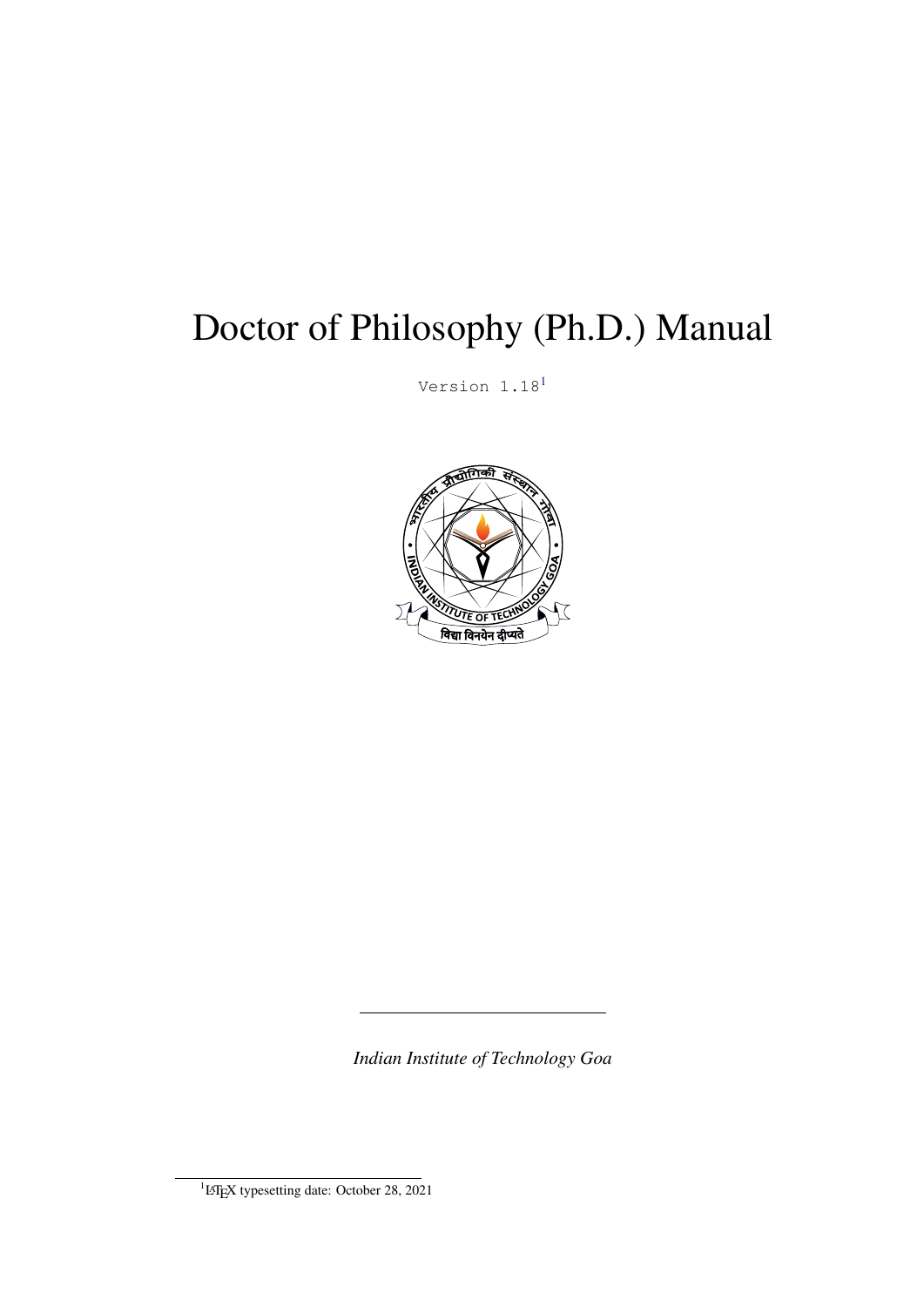# Doctor of Philosophy (Ph.D.) Manual

Version 1.18[1]

*Indian Institute of Technology Goa*

[1] LaTeX typesetting date: October 28, 2021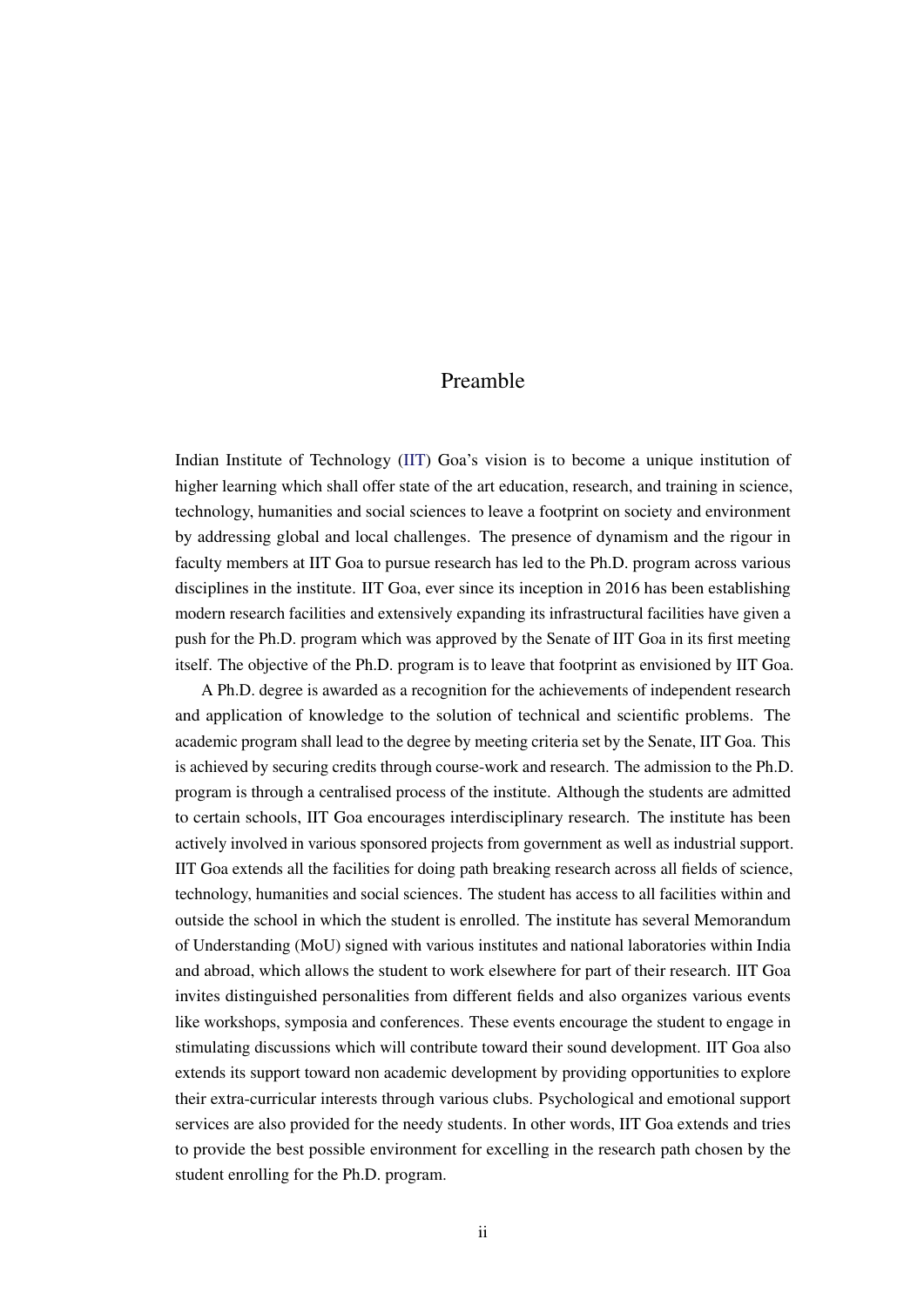# Preamble

Indian Institute of Technology (IIT) Goa's vision is to become a unique institution of higher learning which shall offer state of the art education, research, and training in science, technology, humanities and social sciences to leave a footprint on society and environment by addressing global and local challenges. The presence of dynamism and the rigour in faculty members at IIT Goa to pursue research has led to the Ph.D. program across various disciplines in the institute. IIT Goa, ever since its inception in 2016 has been establishing modern research facilities and extensively expanding its infrastructural facilities have given a push for the Ph.D. program which was approved by the Senate of IIT Goa in its first meeting itself. The objective of the Ph.D. program is to leave that footprint as envisioned by IIT Goa.

A Ph.D. degree is awarded as a recognition for the achievements of independent research and application of knowledge to the solution of technical and scientific problems. The academic program shall lead to the degree by meeting criteria set by the Senate, IIT Goa. This is achieved by securing credits through course-work and research. The admission to the Ph.D. program is through a centralised process of the institute. Although the students are admitted to certain schools, IIT Goa encourages interdisciplinary research. The institute has been actively involved in various sponsored projects from government as well as industrial support. IIT Goa extends all the facilities for doing path breaking research across all fields of science, technology, humanities and social sciences. The student has access to all facilities within and outside the school in which the student is enrolled. The institute has several Memorandum of Understanding (MoU) signed with various institutes and national laboratories within India and abroad, which allows the student to work elsewhere for part of their research. IIT Goa invites distinguished personalities from different fields and also organizes various events like workshops, symposia and conferences. These events encourage the student to engage in stimulating discussions which will contribute toward their sound development. IIT Goa also extends its support toward non academic development by providing opportunities to explore their extra-curricular interests through various clubs. Psychological and emotional support services are also provided for the needy students. In other words, IIT Goa extends and tries to provide the best possible environment for excelling in the research path chosen by the student enrolling for the Ph.D. program.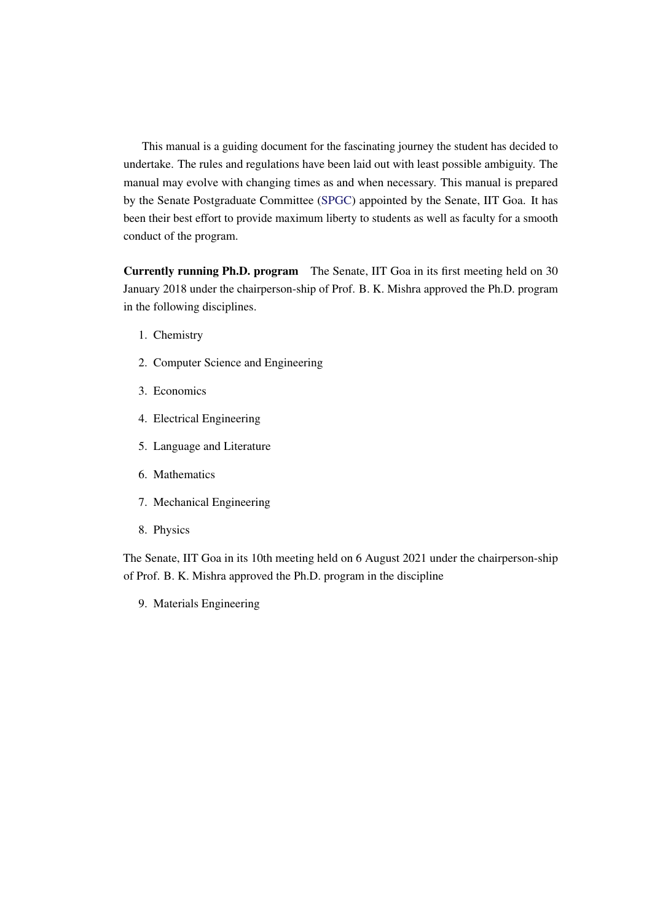This manual is a guiding document for the fascinating journey the student has decided to undertake. The rules and regulations have been laid out with least possible ambiguity. The manual may evolve with changing times as and when necessary. This manual is prepared by the Senate Postgraduate Committee (SPGC) appointed by the Senate, IIT Goa. It has been their best effort to provide maximum liberty to students as well as faculty for a smooth conduct of the program.

**Currently running Ph.D. program** The Senate, IIT Goa in its first meeting held on 30 January 2018 under the chairperson-ship of Prof. B. K. Mishra approved the Ph.D. program in the following disciplines.

1. Chemistry
2. Computer Science and Engineering
3. Economics
4. Electrical Engineering
5. Language and Literature
6. Mathematics
7. Mechanical Engineering
8. Physics

The Senate, IIT Goa in its 10th meeting held on 6 August 2021 under the chairperson-ship of Prof. B. K. Mishra approved the Ph.D. program in the discipline

9. Materials Engineering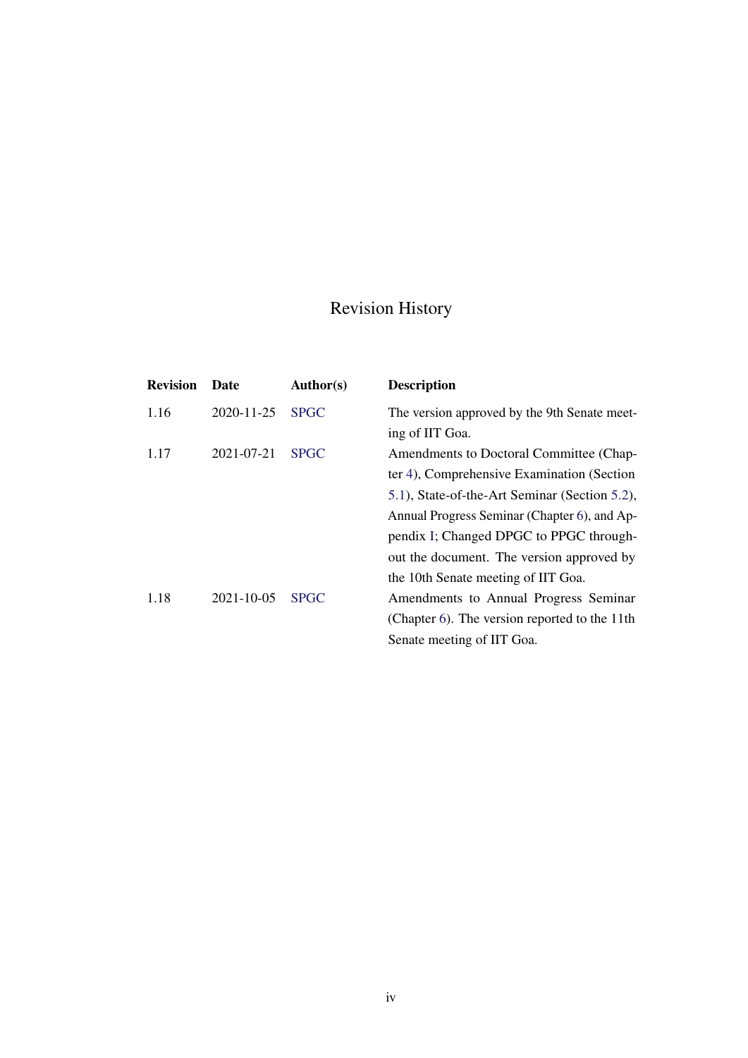# Revision History

| Revision | Date | Author(s) | Description |
|---|---|---|---|
| 1.16 | 2020-11-25 | SPGC | The version approved by the 9th Senate meeting of IIT Goa. |
| 1.17 | 2021-07-21 | SPGC | Amendments to Doctoral Committee (Chapter 4), Comprehensive Examination (Section 5.1), State-of-the-Art Seminar (Section 5.2), Annual Progress Seminar (Chapter 6), and Appendix I; Changed DPGC to PPGC throughout the document. The version approved by the 10th Senate meeting of IIT Goa. |
| 1.18 | 2021-10-05 | SPGC | Amendments to Annual Progress Seminar (Chapter 6). The version reported to the 11th Senate meeting of IIT Goa. |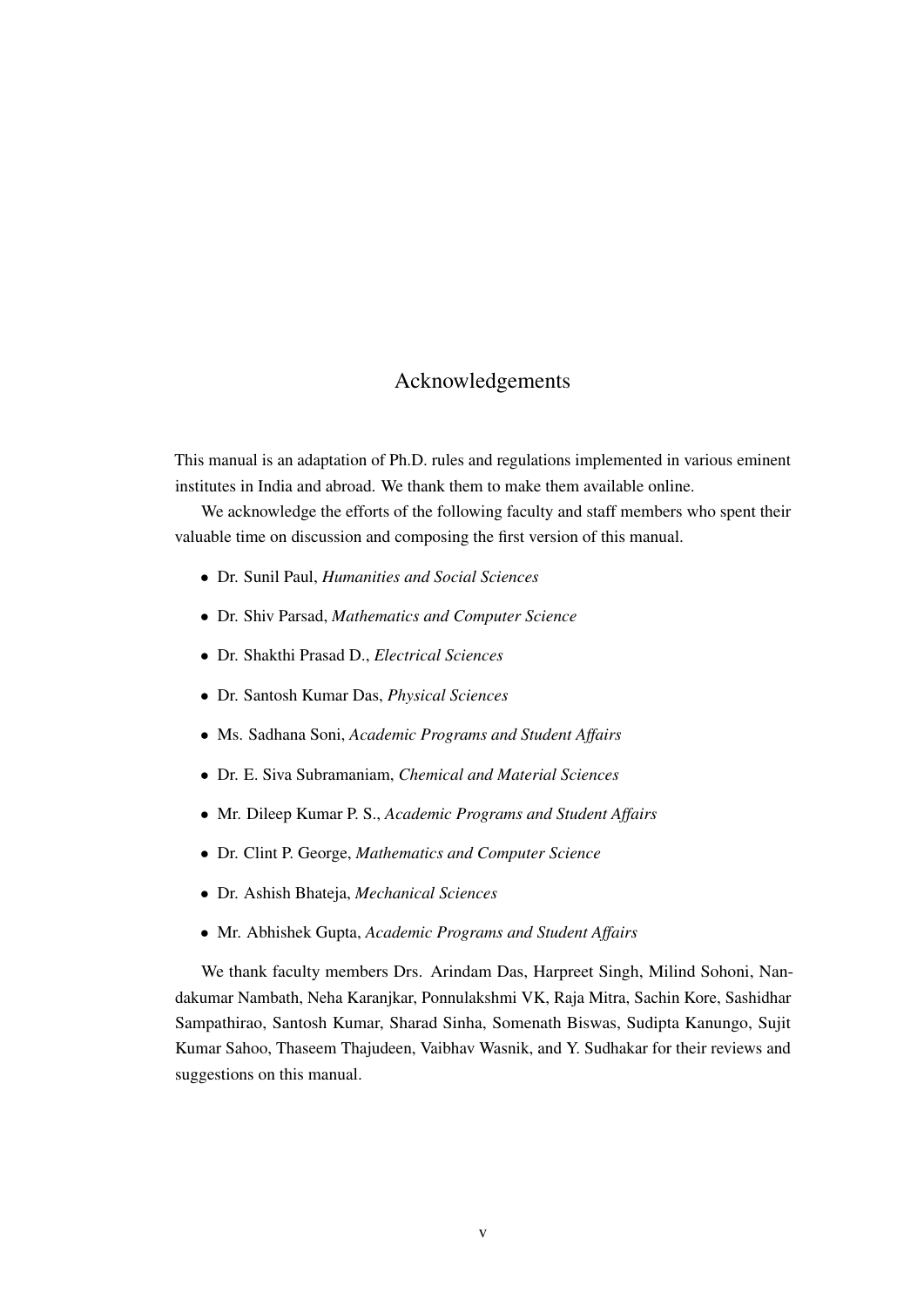# Acknowledgements

This manual is an adaptation of Ph.D. rules and regulations implemented in various eminent institutes in India and abroad. We thank them to make them available online.

We acknowledge the efforts of the following faculty and staff members who spent their valuable time on discussion and composing the first version of this manual.

- Dr. Sunil Paul, *Humanities and Social Sciences*
- Dr. Shiv Parsad, *Mathematics and Computer Science*
- Dr. Shakthi Prasad D., *Electrical Sciences*
- Dr. Santosh Kumar Das, *Physical Sciences*
- Ms. Sadhana Soni, *Academic Programs and Student Affairs*
- Dr. E. Siva Subramaniam, *Chemical and Material Sciences*
- Mr. Dileep Kumar P. S., *Academic Programs and Student Affairs*
- Dr. Clint P. George, *Mathematics and Computer Science*
- Dr. Ashish Bhateja, *Mechanical Sciences*
- Mr. Abhishek Gupta, *Academic Programs and Student Affairs*

We thank faculty members Drs. Arindam Das, Harpreet Singh, Milind Sohoni, Nandakumar Nambath, Neha Karanjkar, Ponnulakshmi VK, Raja Mitra, Sachin Kore, Sashidhar Sampathirao, Santosh Kumar, Sharad Sinha, Somenath Biswas, Sudipta Kanungo, Sujit Kumar Sahoo, Thaseem Thajudeen, Vaibhav Wasnik, and Y. Sudhakar for their reviews and suggestions on this manual.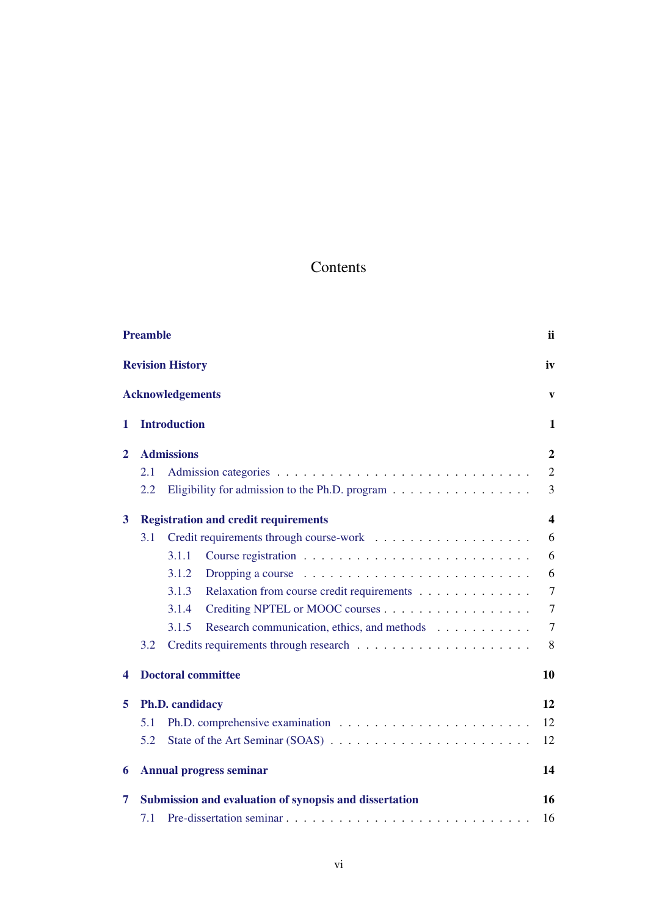# Contents

**Preamble** ii

**Revision History** iv

**Acknowledgements** v

**1 Introduction** 1

**2 Admissions** 2

- 2.1 Admission categories . . . 2
- 2.2 Eligibility for admission to the Ph.D. program . . . 3

**3 Registration and credit requirements** 4

- 3.1 Credit requirements through course-work . . . 6
  - 3.1.1 Course registration . . . 6
  - 3.1.2 Dropping a course . . . 6
  - 3.1.3 Relaxation from course credit requirements . . . 7
  - 3.1.4 Crediting NPTEL or MOOC courses . . . 7
  - 3.1.5 Research communication, ethics, and methods . . . 7
- 3.2 Credits requirements through research . . . 8

**4 Doctoral committee** 10

**5 Ph.D. candidacy** 12

- 5.1 Ph.D. comprehensive examination . . . 12
- 5.2 State of the Art Seminar (SOAS) . . . 12

**6 Annual progress seminar** 14

**7 Submission and evaluation of synopsis and dissertation** 16

- 7.1 Pre-dissertation seminar . . . 16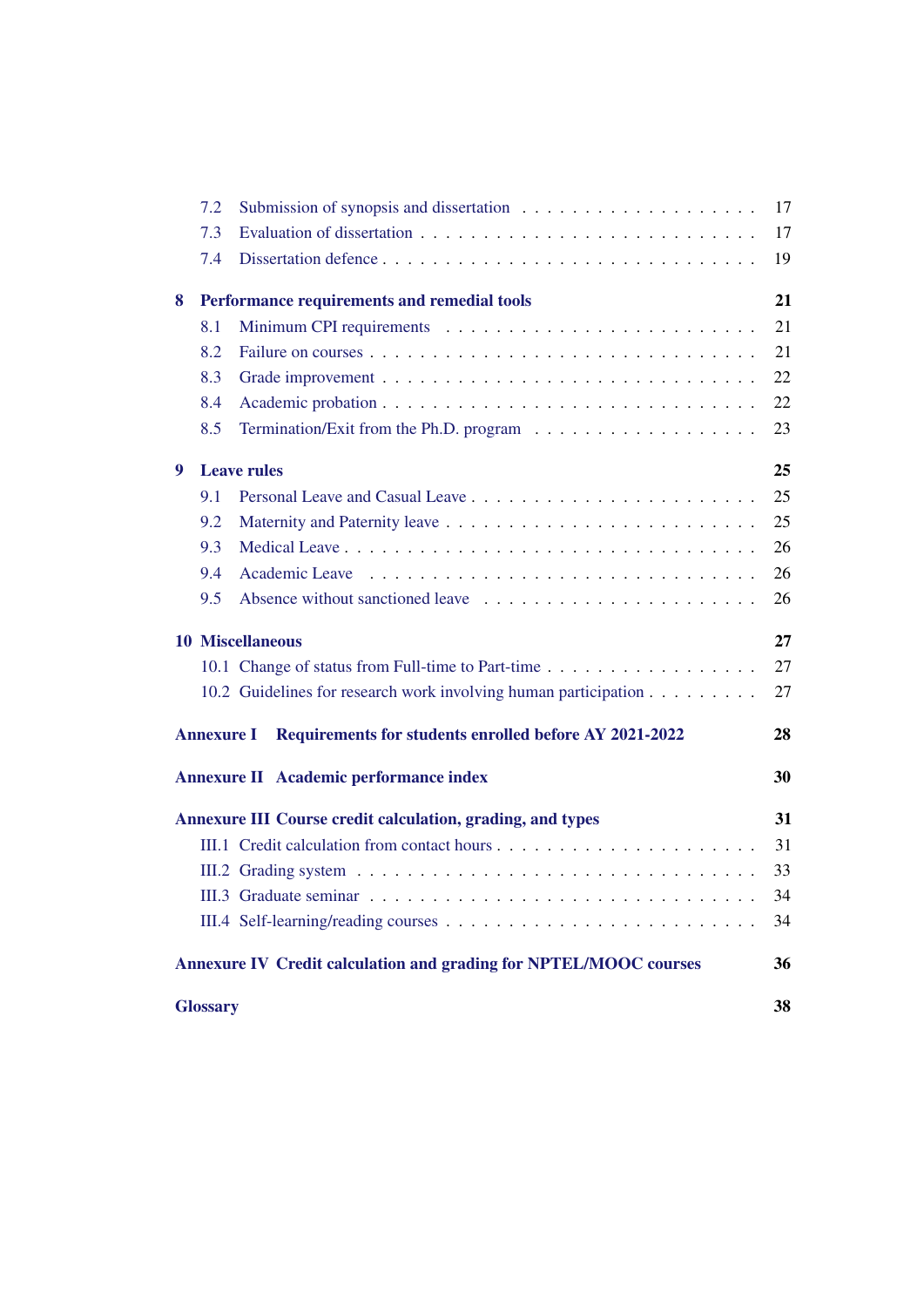- 7.2 Submission of synopsis and dissertation . . . . . 17
- 7.3 Evaluation of dissertation . . . . . 17
- 7.4 Dissertation defence . . . . . 19

**8 Performance requirements and remedial tools** **21**

- 8.1 Minimum CPI requirements . . . . . 21
- 8.2 Failure on courses . . . . . 21
- 8.3 Grade improvement . . . . . 22
- 8.4 Academic probation . . . . . 22
- 8.5 Termination/Exit from the Ph.D. program . . . . . 23

**9 Leave rules** **25**

- 9.1 Personal Leave and Casual Leave . . . . . 25
- 9.2 Maternity and Paternity leave . . . . . 25
- 9.3 Medical Leave . . . . . 26
- 9.4 Academic Leave . . . . . 26
- 9.5 Absence without sanctioned leave . . . . . 26

**10 Miscellaneous** **27**

- 10.1 Change of status from Full-time to Part-time . . . . . 27
- 10.2 Guidelines for research work involving human participation . . . . . 27

**Annexure I Requirements for students enrolled before AY 2021-2022** **28**

**Annexure II Academic performance index** **30**

**Annexure III Course credit calculation, grading, and types** **31**

- III.1 Credit calculation from contact hours . . . . . 31
- III.2 Grading system . . . . . 33
- III.3 Graduate seminar . . . . . 34
- III.4 Self-learning/reading courses . . . . . 34

**Annexure IV Credit calculation and grading for NPTEL/MOOC courses** **36**

**Glossary** **38**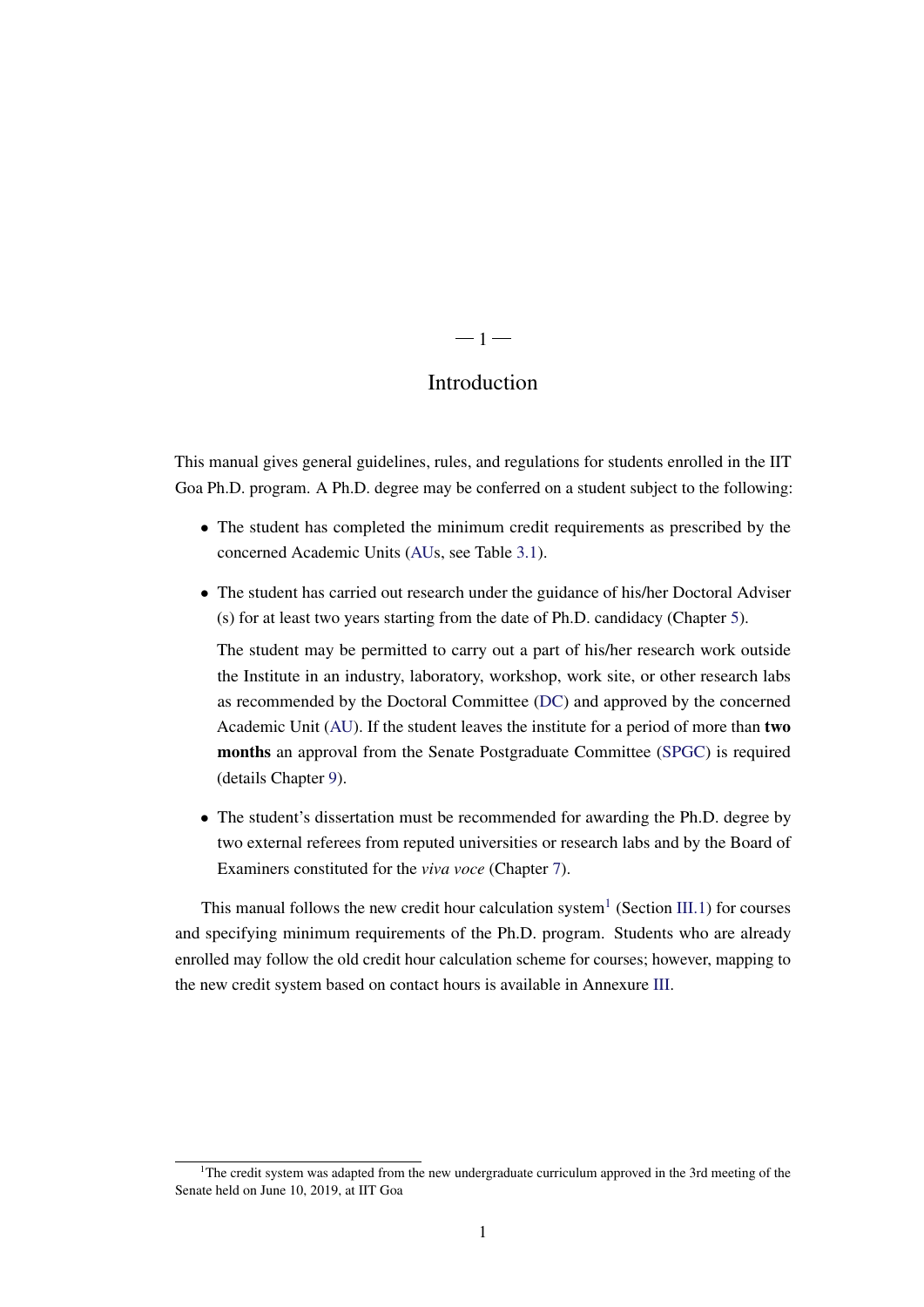# — 1 —

# Introduction

This manual gives general guidelines, rules, and regulations for students enrolled in the IIT Goa Ph.D. program. A Ph.D. degree may be conferred on a student subject to the following:

- The student has completed the minimum credit requirements as prescribed by the concerned Academic Units (AUs, see Table 3.1).
- The student has carried out research under the guidance of his/her Doctoral Adviser (s) for at least two years starting from the date of Ph.D. candidacy (Chapter 5).

  The student may be permitted to carry out a part of his/her research work outside the Institute in an industry, laboratory, workshop, work site, or other research labs as recommended by the Doctoral Committee (DC) and approved by the concerned Academic Unit (AU). If the student leaves the institute for a period of more than **two months** an approval from the Senate Postgraduate Committee (SPGC) is required (details Chapter 9).
- The student's dissertation must be recommended for awarding the Ph.D. degree by two external referees from reputed universities or research labs and by the Board of Examiners constituted for the *viva voce* (Chapter 7).

This manual follows the new credit hour calculation system[1] (Section III.1) for courses and specifying minimum requirements of the Ph.D. program. Students who are already enrolled may follow the old credit hour calculation scheme for courses; however, mapping to the new credit system based on contact hours is available in Annexure III.

[1] The credit system was adapted from the new undergraduate curriculum approved in the 3rd meeting of the Senate held on June 10, 2019, at IIT Goa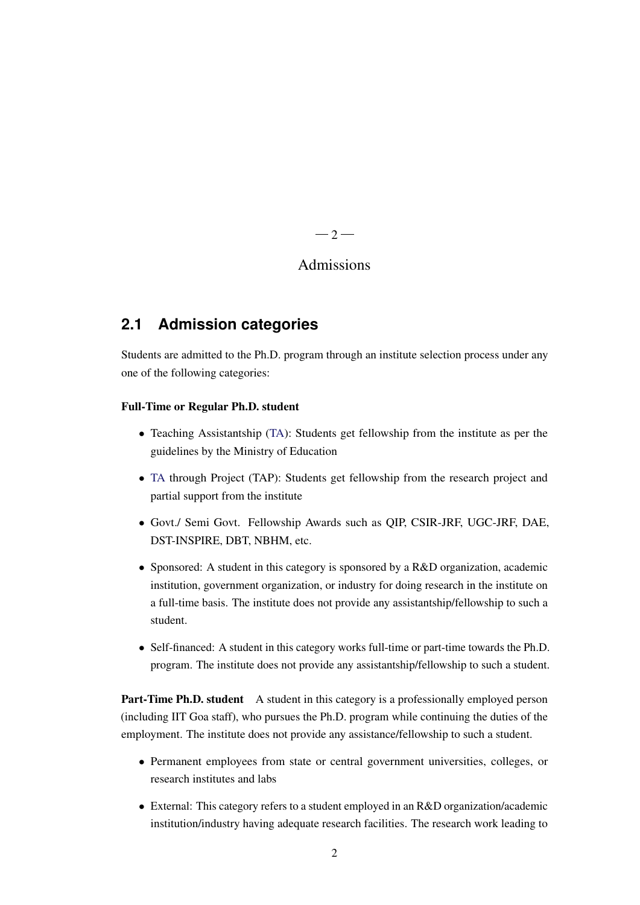# — 2 —

# Admissions

## 2.1 Admission categories

Students are admitted to the Ph.D. program through an institute selection process under any one of the following categories:

**Full-Time or Regular Ph.D. student**

- Teaching Assistantship (TA): Students get fellowship from the institute as per the guidelines by the Ministry of Education
- TA through Project (TAP): Students get fellowship from the research project and partial support from the institute
- Govt./ Semi Govt. Fellowship Awards such as QIP, CSIR-JRF, UGC-JRF, DAE, DST-INSPIRE, DBT, NBHM, etc.
- Sponsored: A student in this category is sponsored by a R&D organization, academic institution, government organization, or industry for doing research in the institute on a full-time basis. The institute does not provide any assistantship/fellowship to such a student.
- Self-financed: A student in this category works full-time or part-time towards the Ph.D. program. The institute does not provide any assistantship/fellowship to such a student.

**Part-Time Ph.D. student** A student in this category is a professionally employed person (including IIT Goa staff), who pursues the Ph.D. program while continuing the duties of the employment. The institute does not provide any assistance/fellowship to such a student.

- Permanent employees from state or central government universities, colleges, or research institutes and labs
- External: This category refers to a student employed in an R&D organization/academic institution/industry having adequate research facilities. The research work leading to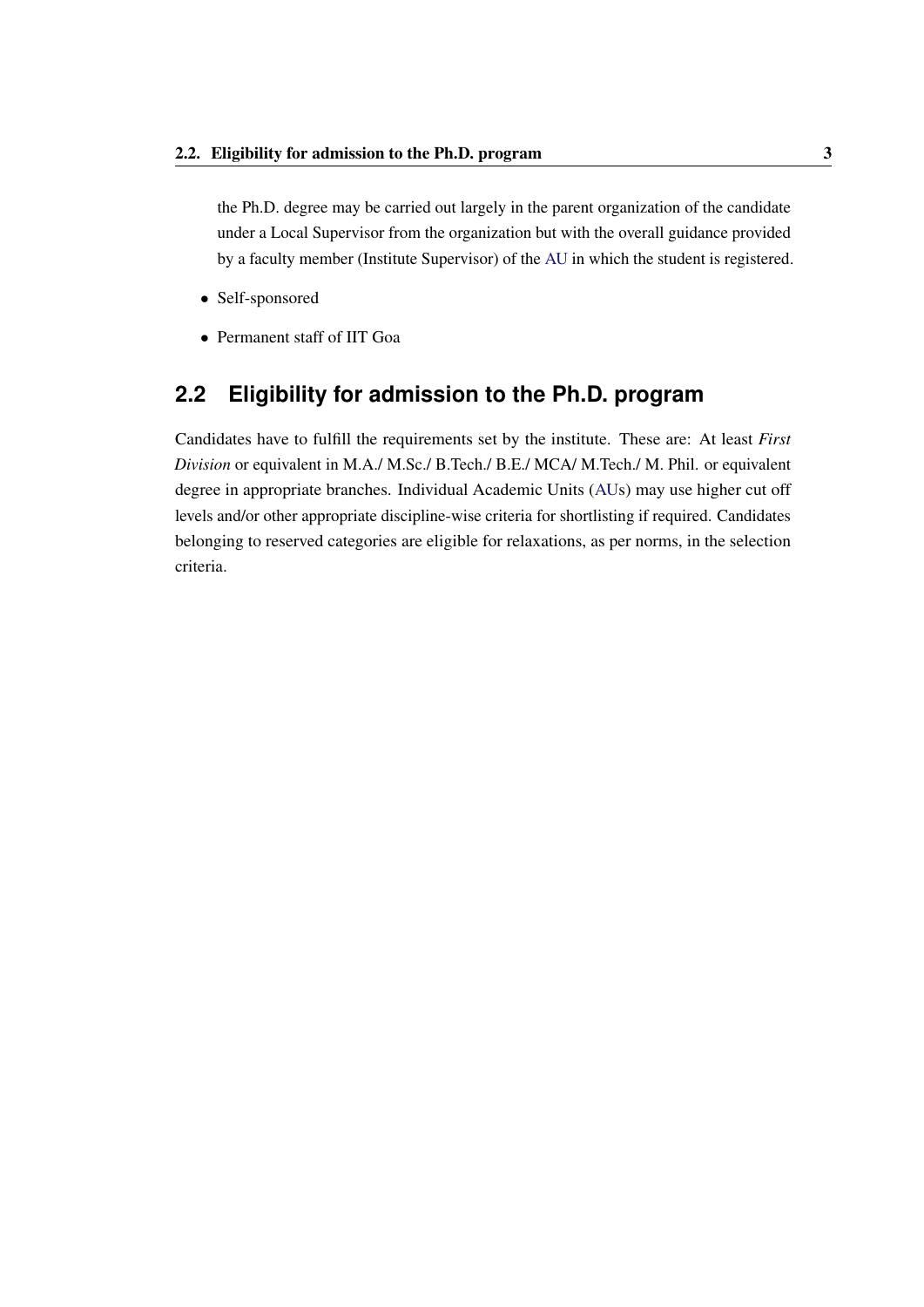the Ph.D. degree may be carried out largely in the parent organization of the candidate under a Local Supervisor from the organization but with the overall guidance provided by a faculty member (Institute Supervisor) of the AU in which the student is registered.

- Self-sponsored
- Permanent staff of IIT Goa

## 2.2 Eligibility for admission to the Ph.D. program

Candidates have to fulfill the requirements set by the institute. These are: At least *First Division* or equivalent in M.A./ M.Sc./ B.Tech./ B.E./ MCA/ M.Tech./ M. Phil. or equivalent degree in appropriate branches. Individual Academic Units (AUs) may use higher cut off levels and/or other appropriate discipline-wise criteria for shortlisting if required. Candidates belonging to reserved categories are eligible for relaxations, as per norms, in the selection criteria.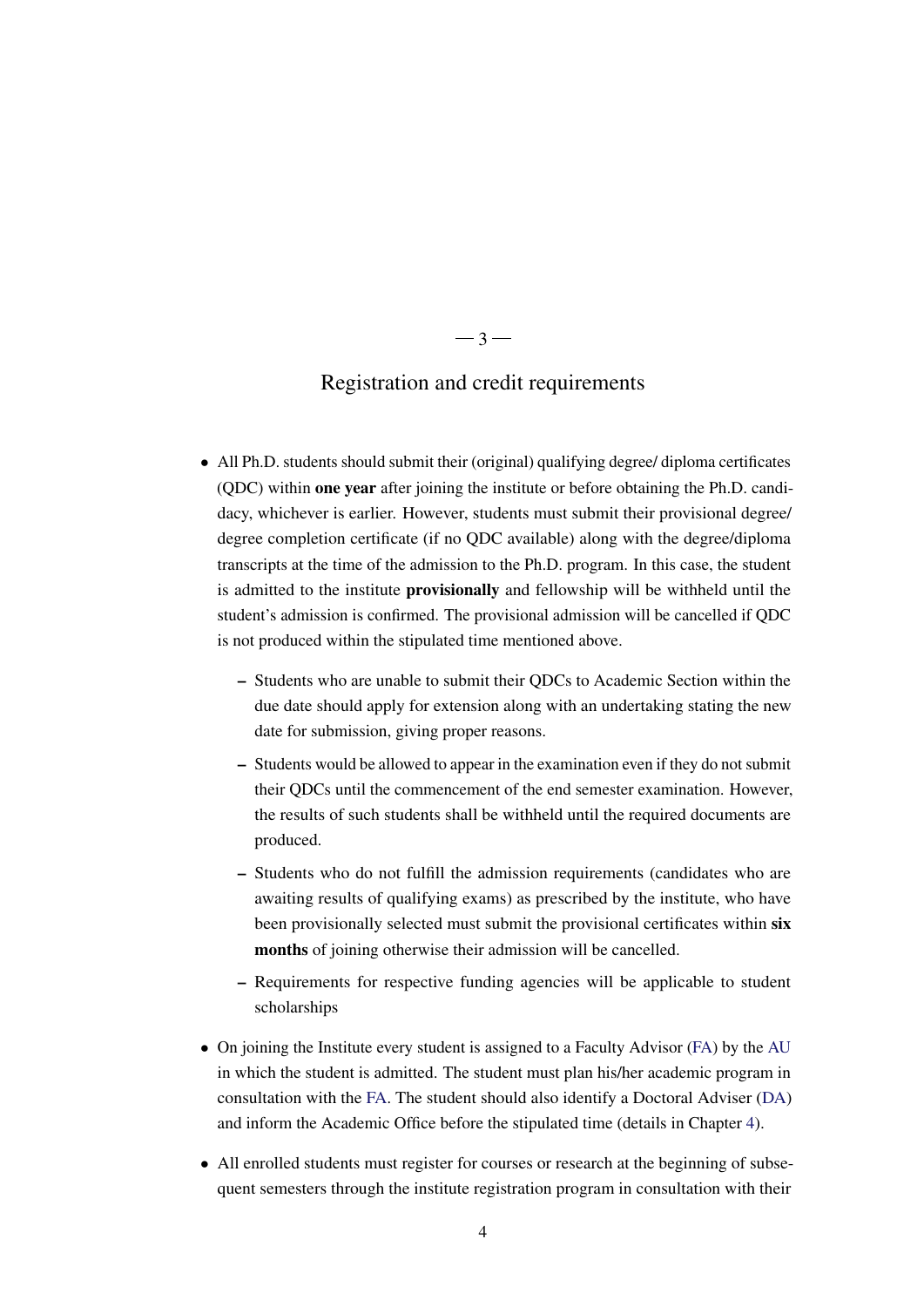# — 3 — Registration and credit requirements

- All Ph.D. students should submit their (original) qualifying degree/ diploma certificates (QDC) within **one year** after joining the institute or before obtaining the Ph.D. candidacy, whichever is earlier. However, students must submit their provisional degree/ degree completion certificate (if no QDC available) along with the degree/diploma transcripts at the time of the admission to the Ph.D. program. In this case, the student is admitted to the institute **provisionally** and fellowship will be withheld until the student's admission is confirmed. The provisional admission will be cancelled if QDC is not produced within the stipulated time mentioned above.
  - Students who are unable to submit their QDCs to Academic Section within the due date should apply for extension along with an undertaking stating the new date for submission, giving proper reasons.
  - Students would be allowed to appear in the examination even if they do not submit their QDCs until the commencement of the end semester examination. However, the results of such students shall be withheld until the required documents are produced.
  - Students who do not fulfill the admission requirements (candidates who are awaiting results of qualifying exams) as prescribed by the institute, who have been provisionally selected must submit the provisional certificates within **six months** of joining otherwise their admission will be cancelled.
  - Requirements for respective funding agencies will be applicable to student scholarships
- On joining the Institute every student is assigned to a Faculty Advisor (FA) by the AU in which the student is admitted. The student must plan his/her academic program in consultation with the FA. The student should also identify a Doctoral Adviser (DA) and inform the Academic Office before the stipulated time (details in Chapter 4).
- All enrolled students must register for courses or research at the beginning of subsequent semesters through the institute registration program in consultation with their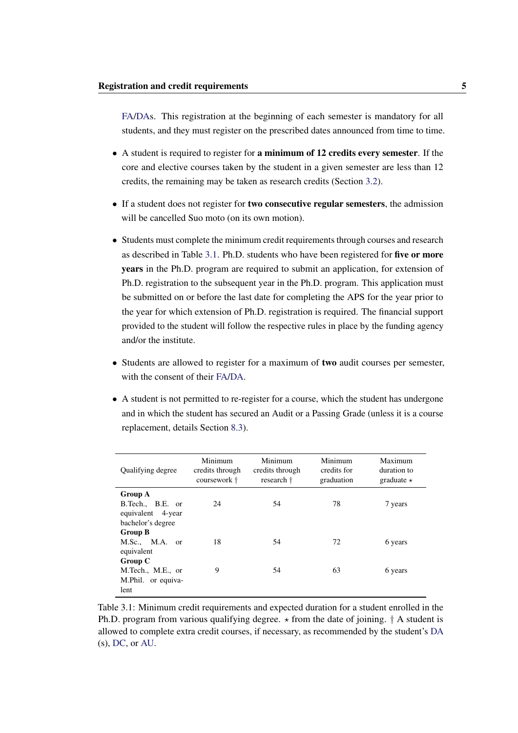FA/DAs. This registration at the beginning of each semester is mandatory for all students, and they must register on the prescribed dates announced from time to time.

- A student is required to register for **a minimum of 12 credits every semester**. If the core and elective courses taken by the student in a given semester are less than 12 credits, the remaining may be taken as research credits (Section 3.2).
- If a student does not register for **two consecutive regular semesters**, the admission will be cancelled Suo moto (on its own motion).
- Students must complete the minimum credit requirements through courses and research as described in Table 3.1. Ph.D. students who have been registered for **five or more years** in the Ph.D. program are required to submit an application, for extension of Ph.D. registration to the subsequent year in the Ph.D. program. This application must be submitted on or before the last date for completing the APS for the year prior to the year for which extension of Ph.D. registration is required. The financial support provided to the student will follow the respective rules in place by the funding agency and/or the institute.
- Students are allowed to register for a maximum of **two** audit courses per semester, with the consent of their FA/DA.
- A student is not permitted to re-register for a course, which the student has undergone and in which the student has secured an Audit or a Passing Grade (unless it is a course replacement, details Section 8.3).

| Qualifying degree | Minimum credits through coursework † | Minimum credits through research † | Minimum credits for graduation | Maximum duration to graduate ⋆ |
|---|---|---|---|---|
| **Group A** B.Tech., B.E. or equivalent 4-year bachelor's degree | 24 | 54 | 78 | 7 years |
| **Group B** M.Sc., M.A. or equivalent | 18 | 54 | 72 | 6 years |
| **Group C** M.Tech., M.E., or M.Phil. or equivalent | 9 | 54 | 63 | 6 years |

Table 3.1: Minimum credit requirements and expected duration for a student enrolled in the Ph.D. program from various qualifying degree. ⋆ from the date of joining. † A student is allowed to complete extra credit courses, if necessary, as recommended by the student's DA (s), DC, or AU.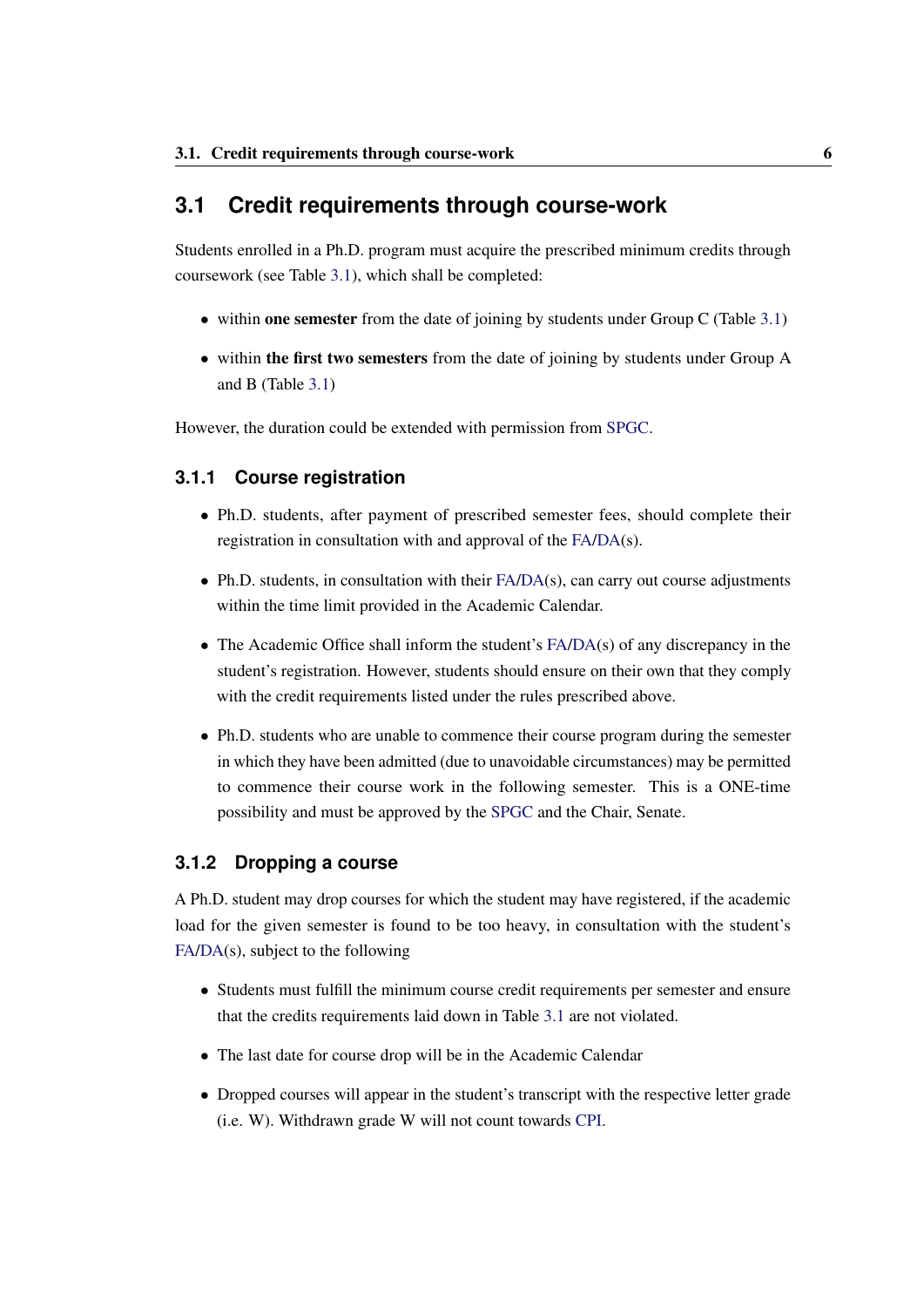## 3.1 Credit requirements through course-work

Students enrolled in a Ph.D. program must acquire the prescribed minimum credits through coursework (see Table 3.1), which shall be completed:

- within **one semester** from the date of joining by students under Group C (Table 3.1)
- within **the first two semesters** from the date of joining by students under Group A and B (Table 3.1)

However, the duration could be extended with permission from SPGC.

### 3.1.1 Course registration

- Ph.D. students, after payment of prescribed semester fees, should complete their registration in consultation with and approval of the FA/DA(s).
- Ph.D. students, in consultation with their FA/DA(s), can carry out course adjustments within the time limit provided in the Academic Calendar.
- The Academic Office shall inform the student's FA/DA(s) of any discrepancy in the student's registration. However, students should ensure on their own that they comply with the credit requirements listed under the rules prescribed above.
- Ph.D. students who are unable to commence their course program during the semester in which they have been admitted (due to unavoidable circumstances) may be permitted to commence their course work in the following semester. This is a ONE-time possibility and must be approved by the SPGC and the Chair, Senate.

### 3.1.2 Dropping a course

A Ph.D. student may drop courses for which the student may have registered, if the academic load for the given semester is found to be too heavy, in consultation with the student's FA/DA(s), subject to the following

- Students must fulfill the minimum course credit requirements per semester and ensure that the credits requirements laid down in Table 3.1 are not violated.
- The last date for course drop will be in the Academic Calendar
- Dropped courses will appear in the student's transcript with the respective letter grade (i.e. W). Withdrawn grade W will not count towards CPI.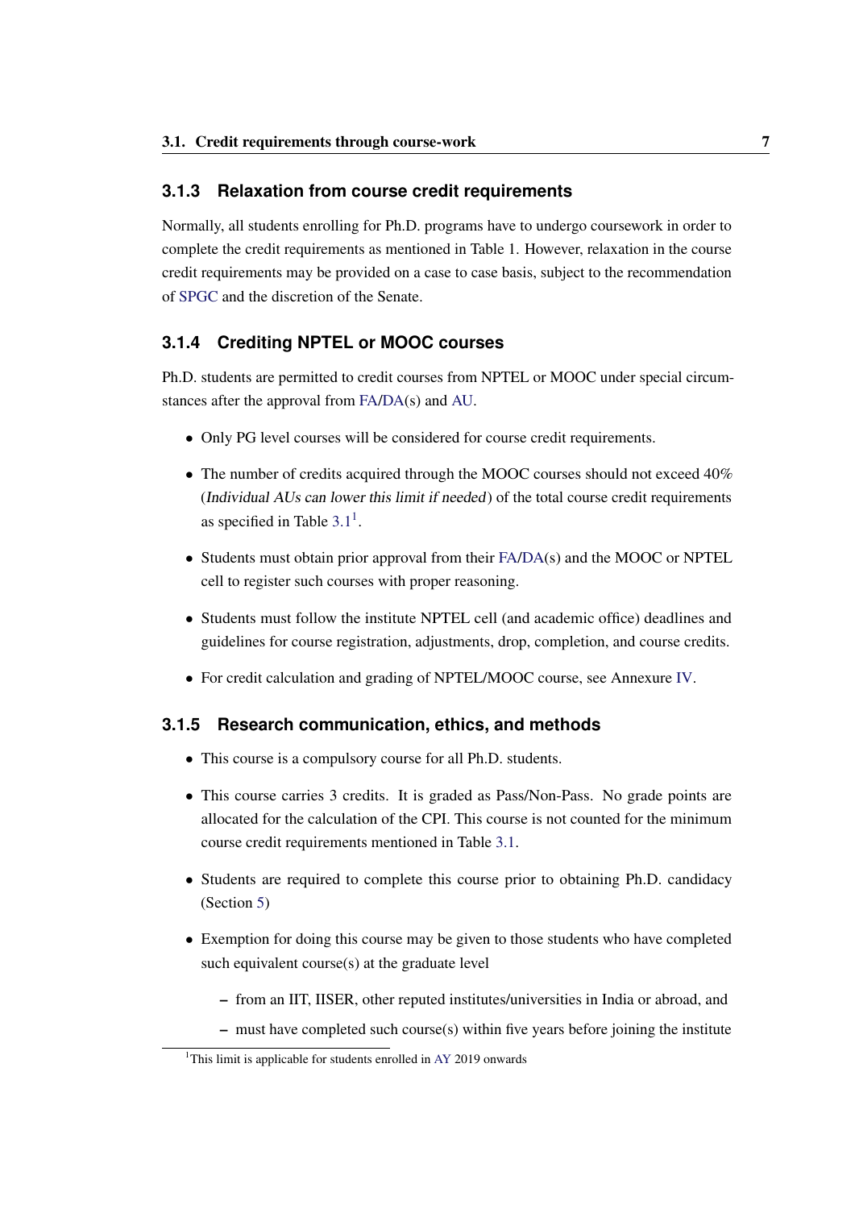### 3.1.3 Relaxation from course credit requirements

Normally, all students enrolling for Ph.D. programs have to undergo coursework in order to complete the credit requirements as mentioned in Table 1. However, relaxation in the course credit requirements may be provided on a case to case basis, subject to the recommendation of SPGC and the discretion of the Senate.

### 3.1.4 Crediting NPTEL or MOOC courses

Ph.D. students are permitted to credit courses from NPTEL or MOOC under special circumstances after the approval from FA/DA(s) and AU.

- Only PG level courses will be considered for course credit requirements.
- The number of credits acquired through the MOOC courses should not exceed 40% (*Individual AUs can lower this limit if needed*) of the total course credit requirements as specified in Table 3.1[1].
- Students must obtain prior approval from their FA/DA(s) and the MOOC or NPTEL cell to register such courses with proper reasoning.
- Students must follow the institute NPTEL cell (and academic office) deadlines and guidelines for course registration, adjustments, drop, completion, and course credits.
- For credit calculation and grading of NPTEL/MOOC course, see Annexure IV.

### 3.1.5 Research communication, ethics, and methods

- This course is a compulsory course for all Ph.D. students.
- This course carries 3 credits. It is graded as Pass/Non-Pass. No grade points are allocated for the calculation of the CPI. This course is not counted for the minimum course credit requirements mentioned in Table 3.1.
- Students are required to complete this course prior to obtaining Ph.D. candidacy (Section 5)
- Exemption for doing this course may be given to those students who have completed such equivalent course(s) at the graduate level
  - from an IIT, IISER, other reputed institutes/universities in India or abroad, and
  - must have completed such course(s) within five years before joining the institute

[1] This limit is applicable for students enrolled in AY 2019 onwards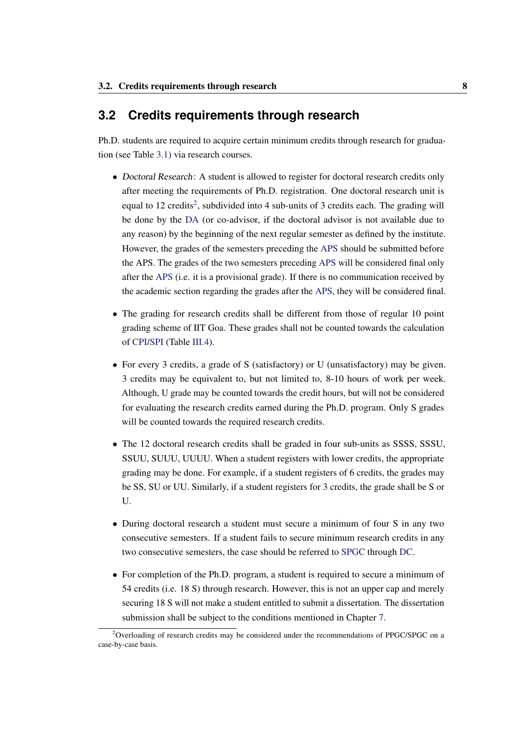## 3.2 Credits requirements through research

Ph.D. students are required to acquire certain minimum credits through research for graduation (see Table 3.1) via research courses.

- *Doctoral Research*: A student is allowed to register for doctoral research credits only after meeting the requirements of Ph.D. registration. One doctoral research unit is equal to 12 credits[2], subdivided into 4 sub-units of 3 credits each. The grading will be done by the DA (or co-advisor, if the doctoral advisor is not available due to any reason) by the beginning of the next regular semester as defined by the institute. However, the grades of the semesters preceding the APS should be submitted before the APS. The grades of the two semesters preceding APS will be considered final only after the APS (i.e. it is a provisional grade). If there is no communication received by the academic section regarding the grades after the APS, they will be considered final.

- The grading for research credits shall be different from those of regular 10 point grading scheme of IIT Goa. These grades shall not be counted towards the calculation of CPI/SPI (Table III.4).

- For every 3 credits, a grade of S (satisfactory) or U (unsatisfactory) may be given. 3 credits may be equivalent to, but not limited to, 8-10 hours of work per week. Although, U grade may be counted towards the credit hours, but will not be considered for evaluating the research credits earned during the Ph.D. program. Only S grades will be counted towards the required research credits.

- The 12 doctoral research credits shall be graded in four sub-units as SSSS, SSSU, SSUU, SUUU, UUUU. When a student registers with lower credits, the appropriate grading may be done. For example, if a student registers of 6 credits, the grades may be SS, SU or UU. Similarly, if a student registers for 3 credits, the grade shall be S or U.

- During doctoral research a student must secure a minimum of four S in any two consecutive semesters. If a student fails to secure minimum research credits in any two consecutive semesters, the case should be referred to SPGC through DC.

- For completion of the Ph.D. program, a student is required to secure a minimum of 54 credits (i.e. 18 S) through research. However, this is not an upper cap and merely securing 18 S will not make a student entitled to submit a dissertation. The dissertation submission shall be subject to the conditions mentioned in Chapter 7.

[2] Overloading of research credits may be considered under the recommendations of PPGC/SPGC on a case-by-case basis.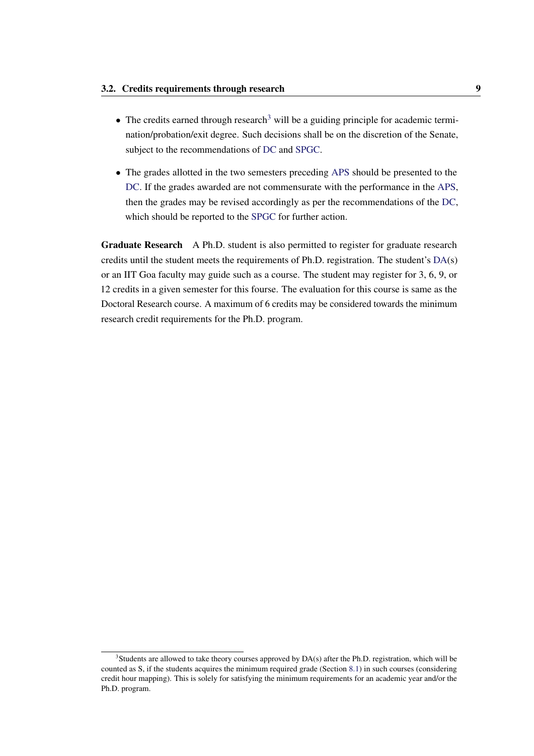- The credits earned through research[3] will be a guiding principle for academic termination/probation/exit degree. Such decisions shall be on the discretion of the Senate, subject to the recommendations of DC and SPGC.
- The grades allotted in the two semesters preceding APS should be presented to the DC. If the grades awarded are not commensurate with the performance in the APS, then the grades may be revised accordingly as per the recommendations of the DC, which should be reported to the SPGC for further action.

**Graduate Research** A Ph.D. student is also permitted to register for graduate research credits until the student meets the requirements of Ph.D. registration. The student's DA(s) or an IIT Goa faculty may guide such as a course. The student may register for 3, 6, 9, or 12 credits in a given semester for this fourse. The evaluation for this course is same as the Doctoral Research course. A maximum of 6 credits may be considered towards the minimum research credit requirements for the Ph.D. program.

[3] Students are allowed to take theory courses approved by DA(s) after the Ph.D. registration, which will be counted as S, if the students acquires the minimum required grade (Section 8.1) in such courses (considering credit hour mapping). This is solely for satisfying the minimum requirements for an academic year and/or the Ph.D. program.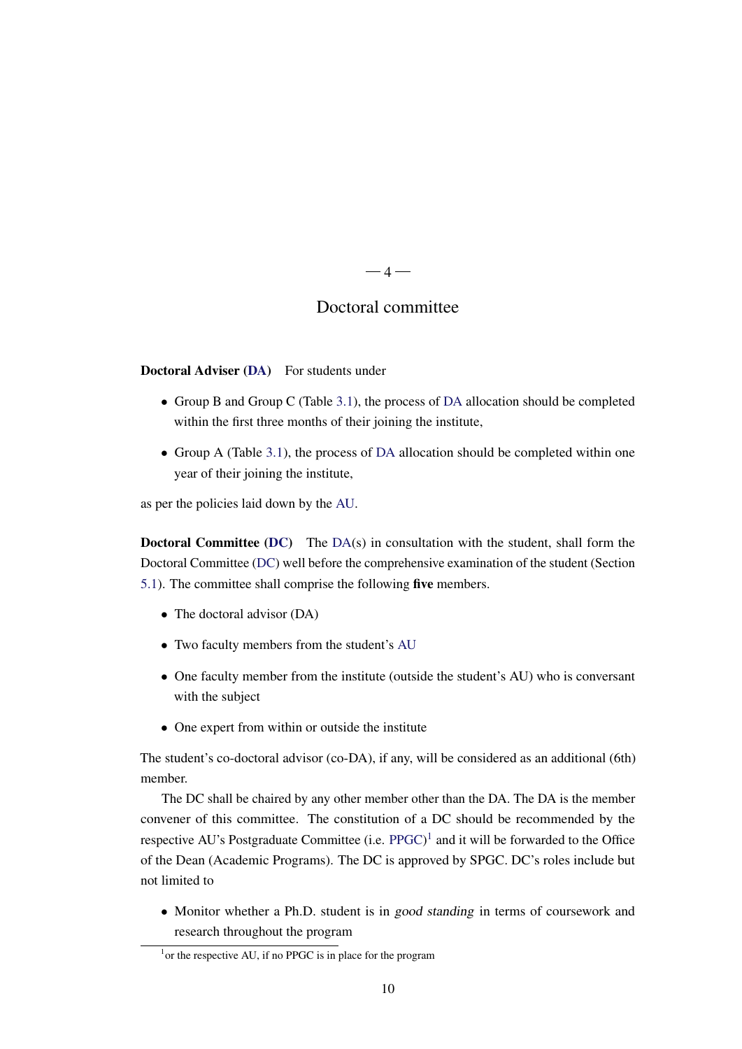# — 4 —

# Doctoral committee

**Doctoral Adviser (DA)** For students under

- Group B and Group C (Table 3.1), the process of DA allocation should be completed within the first three months of their joining the institute,
- Group A (Table 3.1), the process of DA allocation should be completed within one year of their joining the institute,

as per the policies laid down by the AU.

**Doctoral Committee (DC)** The DA(s) in consultation with the student, shall form the Doctoral Committee (DC) well before the comprehensive examination of the student (Section 5.1). The committee shall comprise the following **five** members.

- The doctoral advisor (DA)
- Two faculty members from the student's AU
- One faculty member from the institute (outside the student's AU) who is conversant with the subject
- One expert from within or outside the institute

The student's co-doctoral advisor (co-DA), if any, will be considered as an additional (6th) member.

The DC shall be chaired by any other member other than the DA. The DA is the member convener of this committee. The constitution of a DC should be recommended by the respective AU's Postgraduate Committee (i.e. PPGC)[1] and it will be forwarded to the Office of the Dean (Academic Programs). The DC is approved by SPGC. DC's roles include but not limited to

- Monitor whether a Ph.D. student is in *good standing* in terms of coursework and research throughout the program

[1] or the respective AU, if no PPGC is in place for the program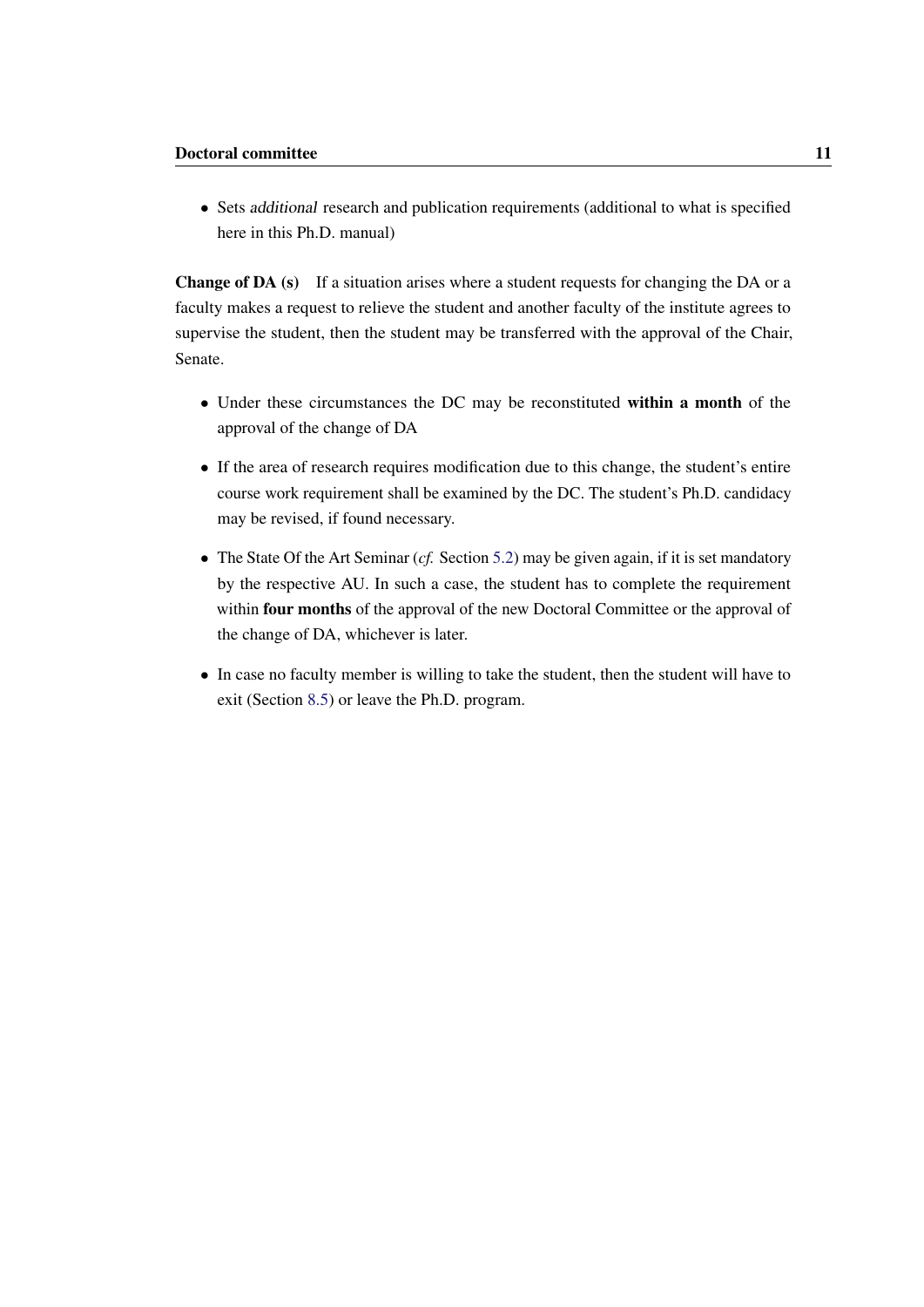- Sets *additional* research and publication requirements (additional to what is specified here in this Ph.D. manual)

**Change of DA (s)** If a situation arises where a student requests for changing the DA or a faculty makes a request to relieve the student and another faculty of the institute agrees to supervise the student, then the student may be transferred with the approval of the Chair, Senate.

- Under these circumstances the DC may be reconstituted **within a month** of the approval of the change of DA
- If the area of research requires modification due to this change, the student's entire course work requirement shall be examined by the DC. The student's Ph.D. candidacy may be revised, if found necessary.
- The State Of the Art Seminar (*cf.* Section 5.2) may be given again, if it is set mandatory by the respective AU. In such a case, the student has to complete the requirement within **four months** of the approval of the new Doctoral Committee or the approval of the change of DA, whichever is later.
- In case no faculty member is willing to take the student, then the student will have to exit (Section 8.5) or leave the Ph.D. program.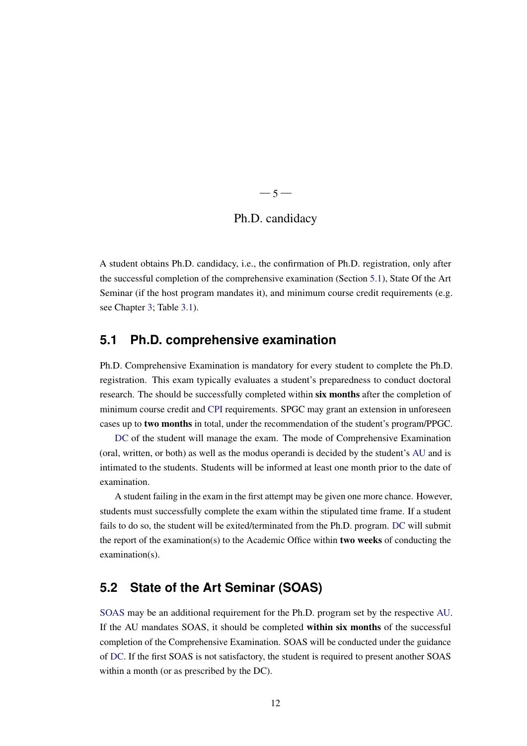# — 5 —

# Ph.D. candidacy

A student obtains Ph.D. candidacy, i.e., the confirmation of Ph.D. registration, only after the successful completion of the comprehensive examination (Section 5.1), State Of the Art Seminar (if the host program mandates it), and minimum course credit requirements (e.g. see Chapter 3; Table 3.1).

## 5.1 Ph.D. comprehensive examination

Ph.D. Comprehensive Examination is mandatory for every student to complete the Ph.D. registration. This exam typically evaluates a student's preparedness to conduct doctoral research. The should be successfully completed within **six months** after the completion of minimum course credit and CPI requirements. SPGC may grant an extension in unforeseen cases up to **two months** in total, under the recommendation of the student's program/PPGC.

DC of the student will manage the exam. The mode of Comprehensive Examination (oral, written, or both) as well as the modus operandi is decided by the student's AU and is intimated to the students. Students will be informed at least one month prior to the date of examination.

A student failing in the exam in the first attempt may be given one more chance. However, students must successfully complete the exam within the stipulated time frame. If a student fails to do so, the student will be exited/terminated from the Ph.D. program. DC will submit the report of the examination(s) to the Academic Office within **two weeks** of conducting the examination(s).

## 5.2 State of the Art Seminar (SOAS)

SOAS may be an additional requirement for the Ph.D. program set by the respective AU. If the AU mandates SOAS, it should be completed **within six months** of the successful completion of the Comprehensive Examination. SOAS will be conducted under the guidance of DC. If the first SOAS is not satisfactory, the student is required to present another SOAS within a month (or as prescribed by the DC).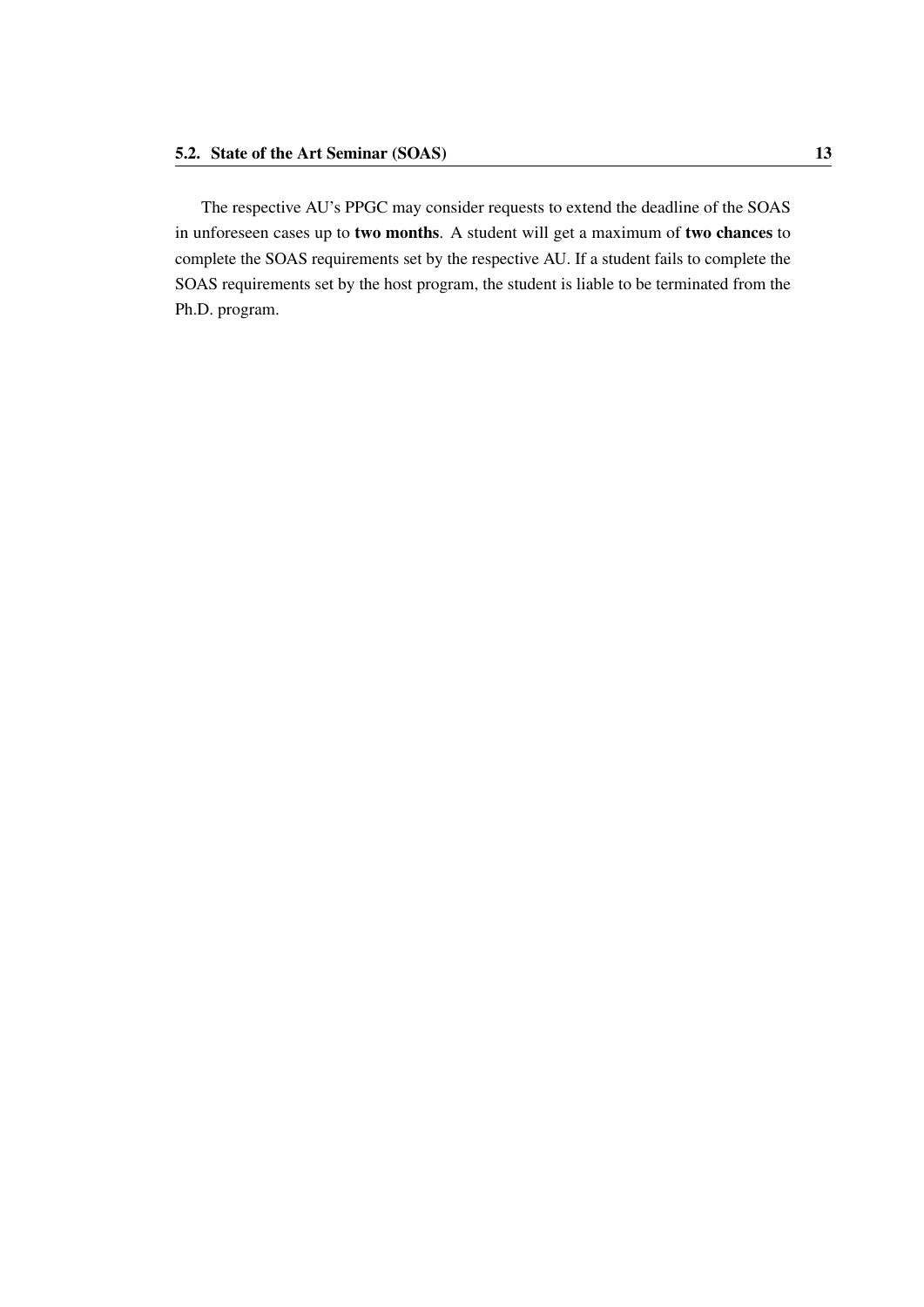The respective AU's PPGC may consider requests to extend the deadline of the SOAS in unforeseen cases up to **two months**. A student will get a maximum of **two chances** to complete the SOAS requirements set by the respective AU. If a student fails to complete the SOAS requirements set by the host program, the student is liable to be terminated from the Ph.D. program.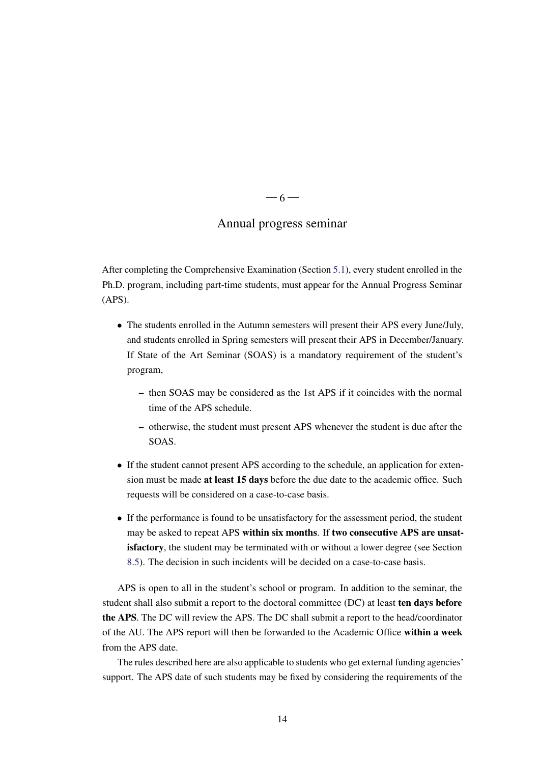# 6 Annual progress seminar

After completing the Comprehensive Examination (Section 5.1), every student enrolled in the Ph.D. program, including part-time students, must appear for the Annual Progress Seminar (APS).

- The students enrolled in the Autumn semesters will present their APS every June/July, and students enrolled in Spring semesters will present their APS in December/January. If State of the Art Seminar (SOAS) is a mandatory requirement of the student's program,
  - then SOAS may be considered as the 1st APS if it coincides with the normal time of the APS schedule.
  - otherwise, the student must present APS whenever the student is due after the SOAS.
- If the student cannot present APS according to the schedule, an application for extension must be made **at least 15 days** before the due date to the academic office. Such requests will be considered on a case-to-case basis.
- If the performance is found to be unsatisfactory for the assessment period, the student may be asked to repeat APS **within six months**. If **two consecutive APS are unsatisfactory**, the student may be terminated with or without a lower degree (see Section 8.5). The decision in such incidents will be decided on a case-to-case basis.

APS is open to all in the student's school or program. In addition to the seminar, the student shall also submit a report to the doctoral committee (DC) at least **ten days before the APS**. The DC will review the APS. The DC shall submit a report to the head/coordinator of the AU. The APS report will then be forwarded to the Academic Office **within a week** from the APS date.

The rules described here are also applicable to students who get external funding agencies' support. The APS date of such students may be fixed by considering the requirements of the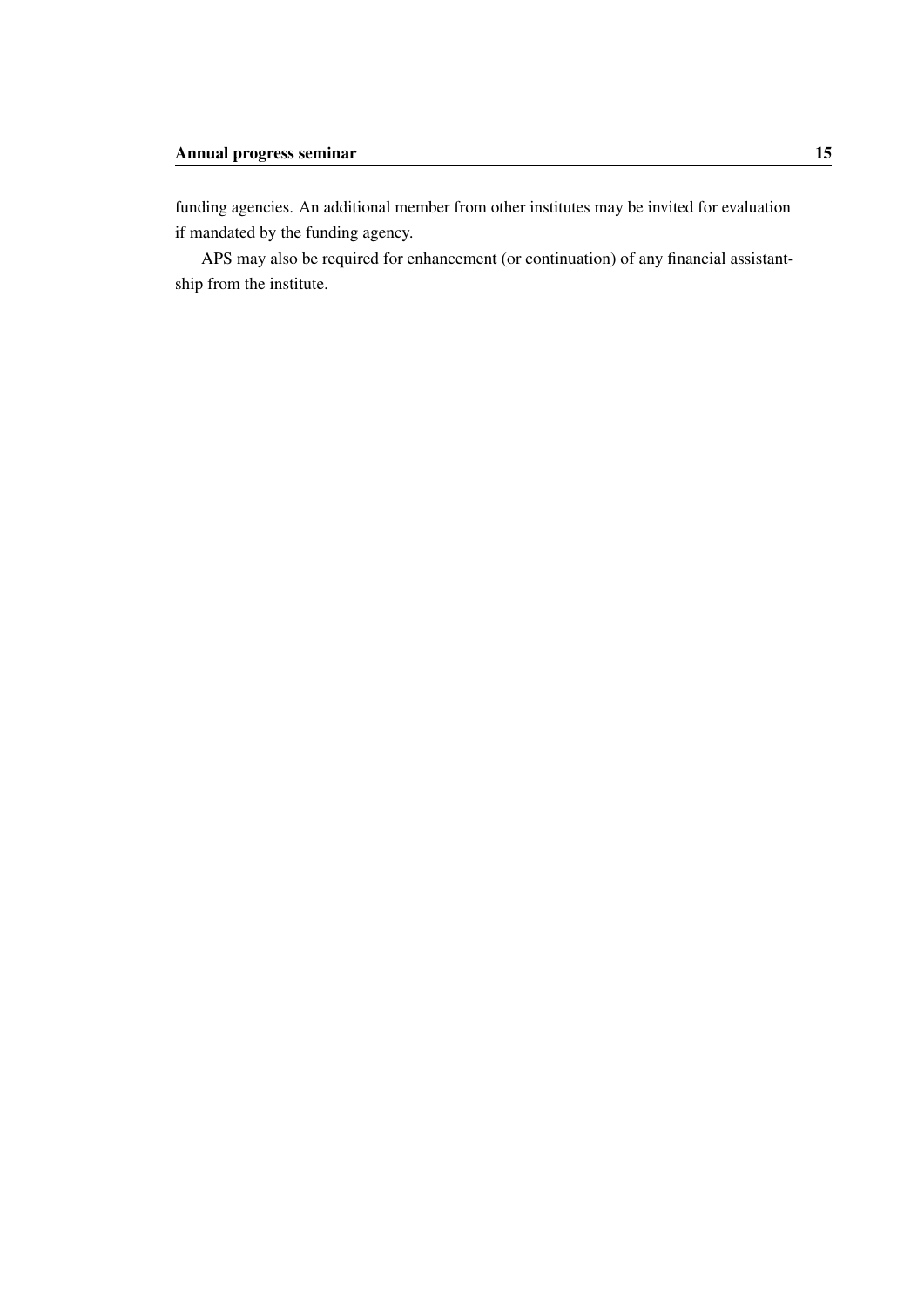funding agencies. An additional member from other institutes may be invited for evaluation if mandated by the funding agency.

APS may also be required for enhancement (or continuation) of any financial assistantship from the institute.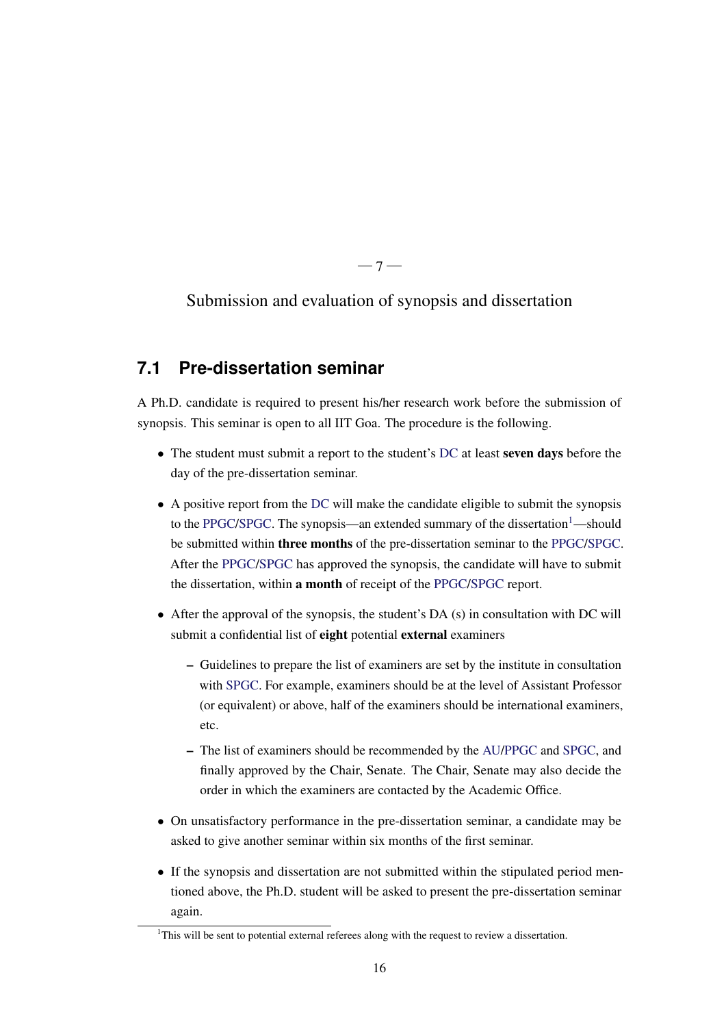# — 7 —

# Submission and evaluation of synopsis and dissertation

## 7.1 Pre-dissertation seminar

A Ph.D. candidate is required to present his/her research work before the submission of synopsis. This seminar is open to all IIT Goa. The procedure is the following.

- The student must submit a report to the student's DC at least **seven days** before the day of the pre-dissertation seminar.
- A positive report from the DC will make the candidate eligible to submit the synopsis to the PPGC/SPGC. The synopsis—an extended summary of the dissertation[1]—should be submitted within **three months** of the pre-dissertation seminar to the PPGC/SPGC. After the PPGC/SPGC has approved the synopsis, the candidate will have to submit the dissertation, within **a month** of receipt of the PPGC/SPGC report.
- After the approval of the synopsis, the student's DA (s) in consultation with DC will submit a confidential list of **eight** potential **external** examiners
  - Guidelines to prepare the list of examiners are set by the institute in consultation with SPGC. For example, examiners should be at the level of Assistant Professor (or equivalent) or above, half of the examiners should be international examiners, etc.
  - The list of examiners should be recommended by the AU/PPGC and SPGC, and finally approved by the Chair, Senate. The Chair, Senate may also decide the order in which the examiners are contacted by the Academic Office.
- On unsatisfactory performance in the pre-dissertation seminar, a candidate may be asked to give another seminar within six months of the first seminar.
- If the synopsis and dissertation are not submitted within the stipulated period mentioned above, the Ph.D. student will be asked to present the pre-dissertation seminar again.

[1] This will be sent to potential external referees along with the request to review a dissertation.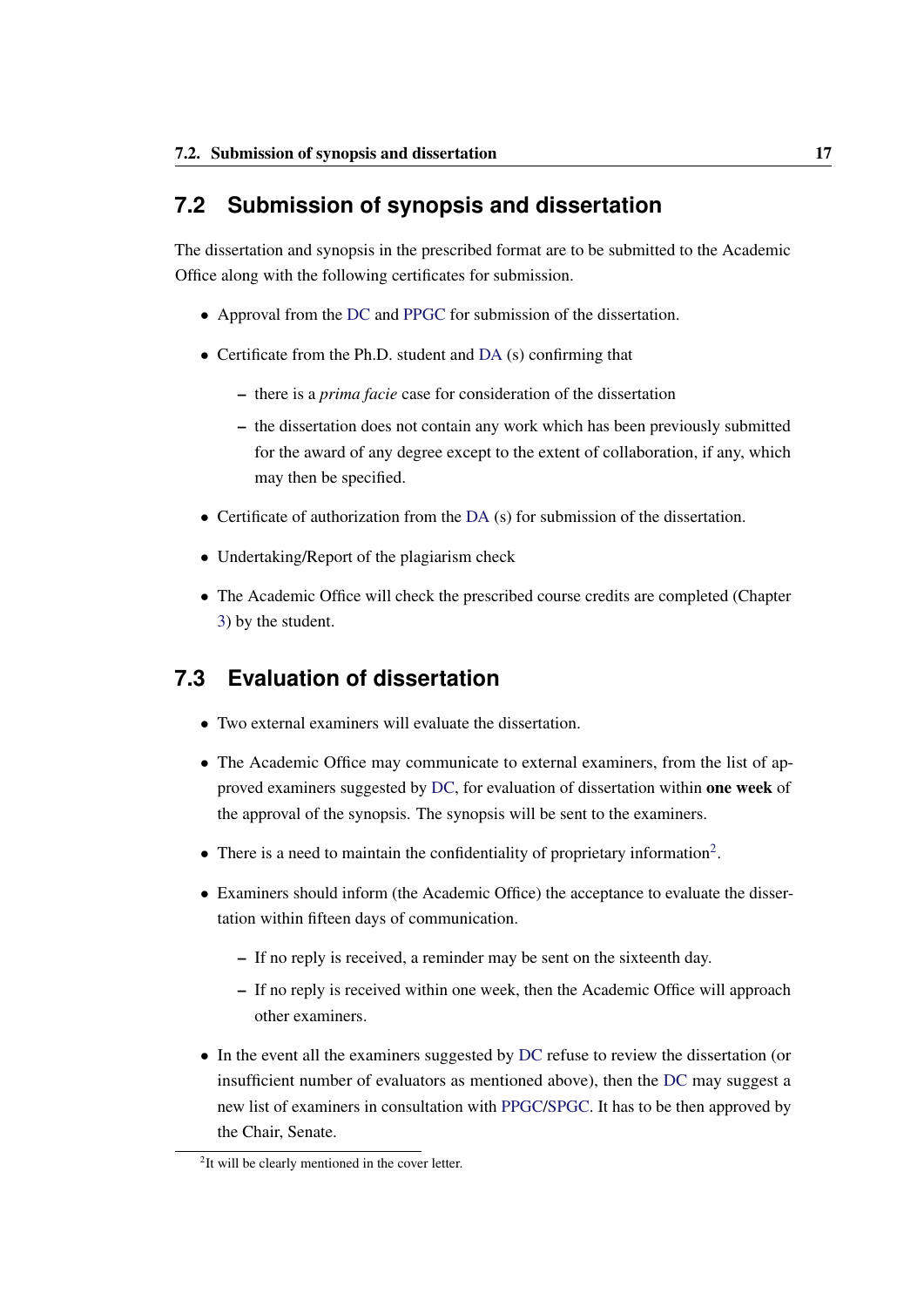## 7.2 Submission of synopsis and dissertation

The dissertation and synopsis in the prescribed format are to be submitted to the Academic Office along with the following certificates for submission.

- Approval from the DC and PPGC for submission of the dissertation.
- Certificate from the Ph.D. student and DA (s) confirming that
  - there is a *prima facie* case for consideration of the dissertation
  - the dissertation does not contain any work which has been previously submitted for the award of any degree except to the extent of collaboration, if any, which may then be specified.
- Certificate of authorization from the DA (s) for submission of the dissertation.
- Undertaking/Report of the plagiarism check
- The Academic Office will check the prescribed course credits are completed (Chapter 3) by the student.

## 7.3 Evaluation of dissertation

- Two external examiners will evaluate the dissertation.
- The Academic Office may communicate to external examiners, from the list of approved examiners suggested by DC, for evaluation of dissertation within **one week** of the approval of the synopsis. The synopsis will be sent to the examiners.
- There is a need to maintain the confidentiality of proprietary information[2].
- Examiners should inform (the Academic Office) the acceptance to evaluate the dissertation within fifteen days of communication.
  - If no reply is received, a reminder may be sent on the sixteenth day.
  - If no reply is received within one week, then the Academic Office will approach other examiners.
- In the event all the examiners suggested by DC refuse to review the dissertation (or insufficient number of evaluators as mentioned above), then the DC may suggest a new list of examiners in consultation with PPGC/SPGC. It has to be then approved by the Chair, Senate.

[2] It will be clearly mentioned in the cover letter.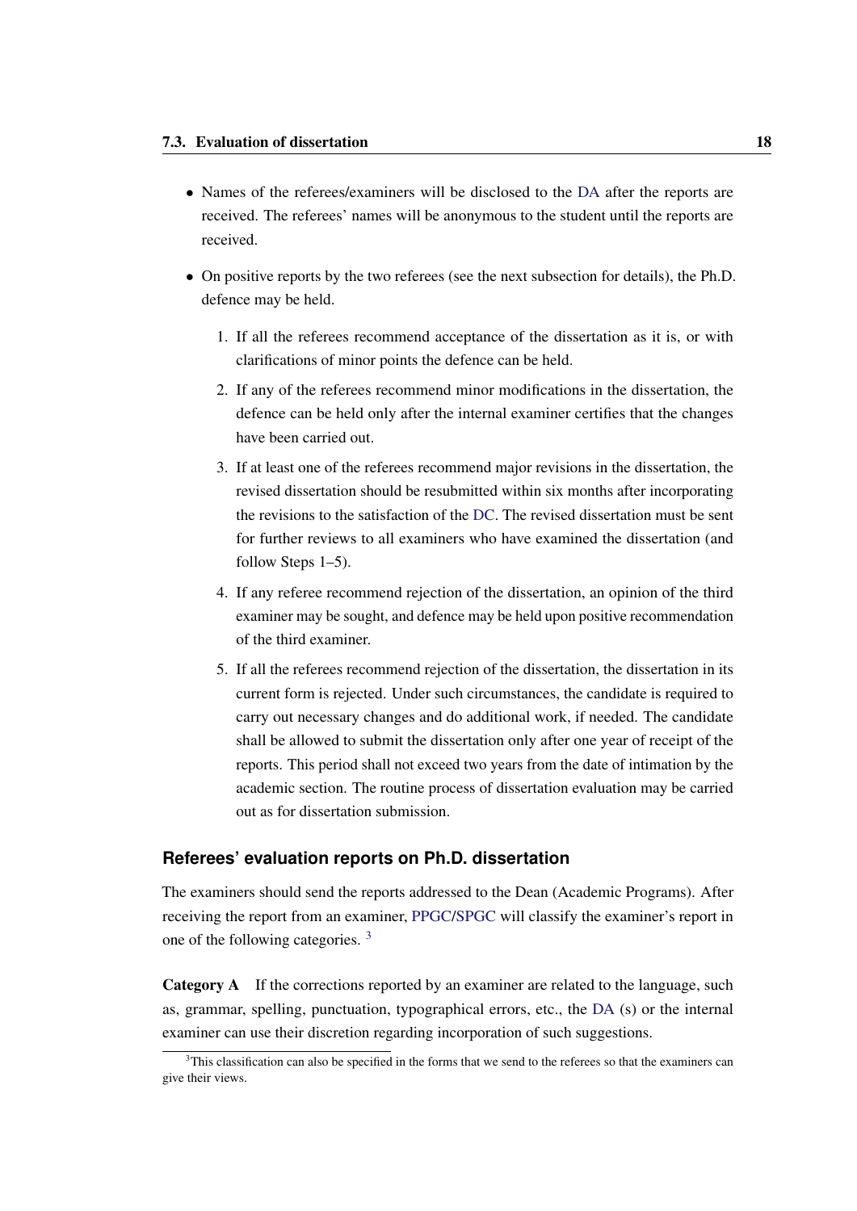- Names of the referees/examiners will be disclosed to the DA after the reports are received. The referees' names will be anonymous to the student until the reports are received.
- On positive reports by the two referees (see the next subsection for details), the Ph.D. defence may be held.
  1. If all the referees recommend acceptance of the dissertation as it is, or with clarifications of minor points the defence can be held.
  2. If any of the referees recommend minor modifications in the dissertation, the defence can be held only after the internal examiner certifies that the changes have been carried out.
  3. If at least one of the referees recommend major revisions in the dissertation, the revised dissertation should be resubmitted within six months after incorporating the revisions to the satisfaction of the DC. The revised dissertation must be sent for further reviews to all examiners who have examined the dissertation (and follow Steps 1–5).
  4. If any referee recommend rejection of the dissertation, an opinion of the third examiner may be sought, and defence may be held upon positive recommendation of the third examiner.
  5. If all the referees recommend rejection of the dissertation, the dissertation in its current form is rejected. Under such circumstances, the candidate is required to carry out necessary changes and do additional work, if needed. The candidate shall be allowed to submit the dissertation only after one year of receipt of the reports. This period shall not exceed two years from the date of intimation by the academic section. The routine process of dissertation evaluation may be carried out as for dissertation submission.

### Referees' evaluation reports on Ph.D. dissertation

The examiners should send the reports addressed to the Dean (Academic Programs). After receiving the report from an examiner, PPGC/SPGC will classify the examiner's report in one of the following categories. [3]

**Category A** If the corrections reported by an examiner are related to the language, such as, grammar, spelling, punctuation, typographical errors, etc., the DA (s) or the internal examiner can use their discretion regarding incorporation of such suggestions.

[3] This classification can also be specified in the forms that we send to the referees so that the examiners can give their views.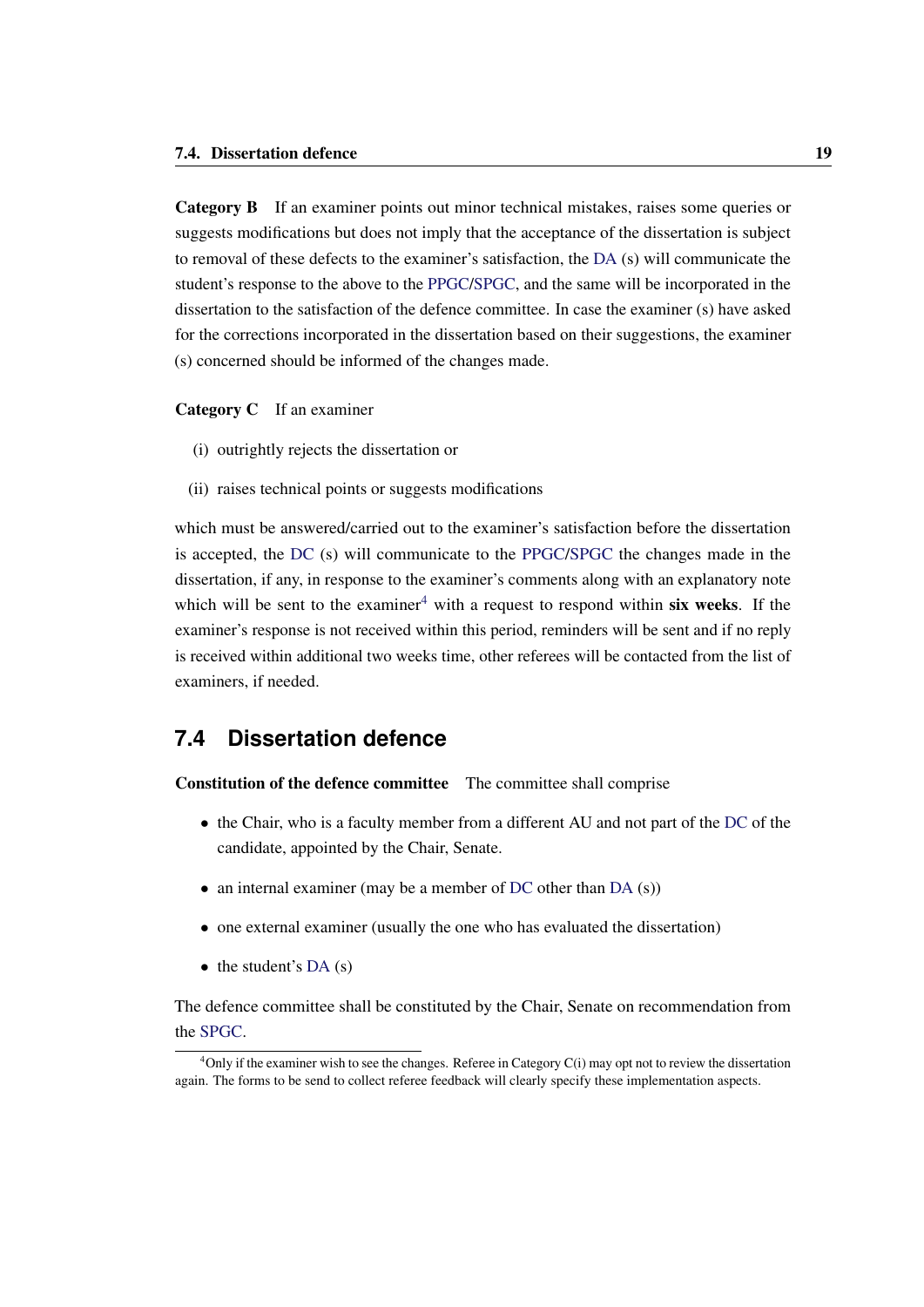**Category B** If an examiner points out minor technical mistakes, raises some queries or suggests modifications but does not imply that the acceptance of the dissertation is subject to removal of these defects to the examiner's satisfaction, the DA (s) will communicate the student's response to the above to the PPGC/SPGC, and the same will be incorporated in the dissertation to the satisfaction of the defence committee. In case the examiner (s) have asked for the corrections incorporated in the dissertation based on their suggestions, the examiner (s) concerned should be informed of the changes made.

**Category C** If an examiner

(i) outrightly rejects the dissertation or

(ii) raises technical points or suggests modifications

which must be answered/carried out to the examiner's satisfaction before the dissertation is accepted, the DC (s) will communicate to the PPGC/SPGC the changes made in the dissertation, if any, in response to the examiner's comments along with an explanatory note which will be sent to the examiner[4] with a request to respond within **six weeks**. If the examiner's response is not received within this period, reminders will be sent and if no reply is received within additional two weeks time, other referees will be contacted from the list of examiners, if needed.

## 7.4 Dissertation defence

**Constitution of the defence committee** The committee shall comprise

- the Chair, who is a faculty member from a different AU and not part of the DC of the candidate, appointed by the Chair, Senate.
- an internal examiner (may be a member of DC other than DA (s))
- one external examiner (usually the one who has evaluated the dissertation)
- the student's DA (s)

The defence committee shall be constituted by the Chair, Senate on recommendation from the SPGC.

[4] Only if the examiner wish to see the changes. Referee in Category C(i) may opt not to review the dissertation again. The forms to be send to collect referee feedback will clearly specify these implementation aspects.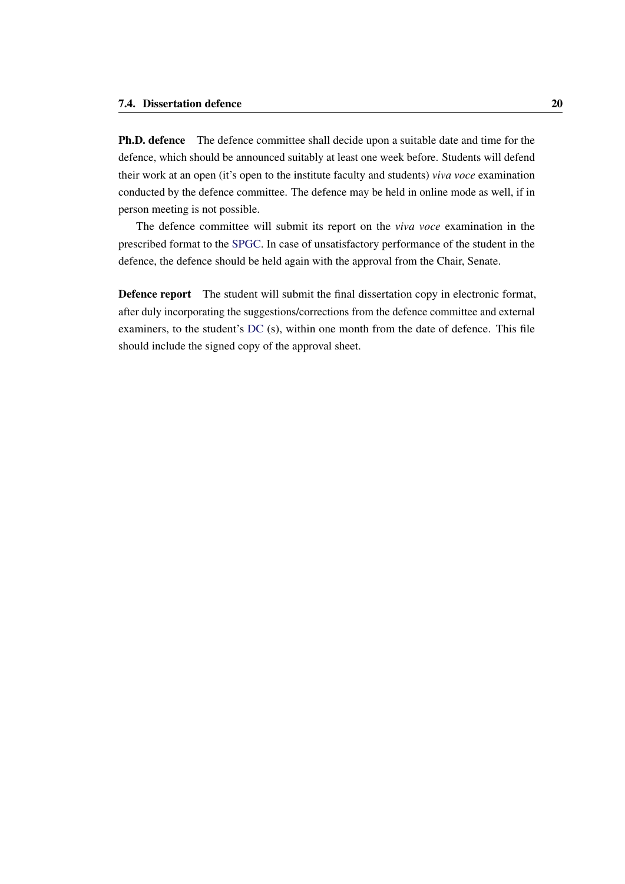**Ph.D. defence** The defence committee shall decide upon a suitable date and time for the defence, which should be announced suitably at least one week before. Students will defend their work at an open (it's open to the institute faculty and students) *viva voce* examination conducted by the defence committee. The defence may be held in online mode as well, if in person meeting is not possible.

The defence committee will submit its report on the *viva voce* examination in the prescribed format to the SPGC. In case of unsatisfactory performance of the student in the defence, the defence should be held again with the approval from the Chair, Senate.

**Defence report** The student will submit the final dissertation copy in electronic format, after duly incorporating the suggestions/corrections from the defence committee and external examiners, to the student's DC (s), within one month from the date of defence. This file should include the signed copy of the approval sheet.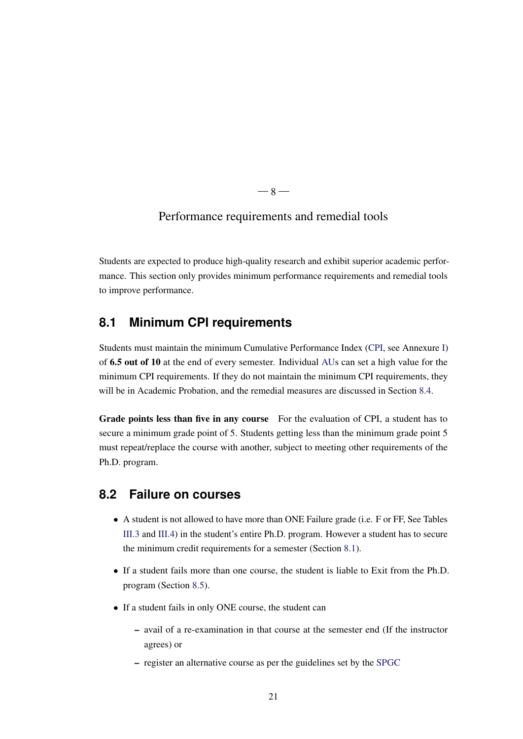# — 8 —

# Performance requirements and remedial tools

Students are expected to produce high-quality research and exhibit superior academic performance. This section only provides minimum performance requirements and remedial tools to improve performance.

## 8.1 Minimum CPI requirements

Students must maintain the minimum Cumulative Performance Index (CPI, see Annexure I) of **6.5 out of 10** at the end of every semester. Individual AUs can set a high value for the minimum CPI requirements. If they do not maintain the minimum CPI requirements, they will be in Academic Probation, and the remedial measures are discussed in Section 8.4.

**Grade points less than five in any course** For the evaluation of CPI, a student has to secure a minimum grade point of 5. Students getting less than the minimum grade point 5 must repeat/replace the course with another, subject to meeting other requirements of the Ph.D. program.

## 8.2 Failure on courses

- A student is not allowed to have more than ONE Failure grade (i.e. F or FF, See Tables III.3 and III.4) in the student's entire Ph.D. program. However a student has to secure the minimum credit requirements for a semester (Section 8.1).
- If a student fails more than one course, the student is liable to Exit from the Ph.D. program (Section 8.5).
- If a student fails in only ONE course, the student can
  - avail of a re-examination in that course at the semester end (If the instructor agrees) or
  - register an alternative course as per the guidelines set by the SPGC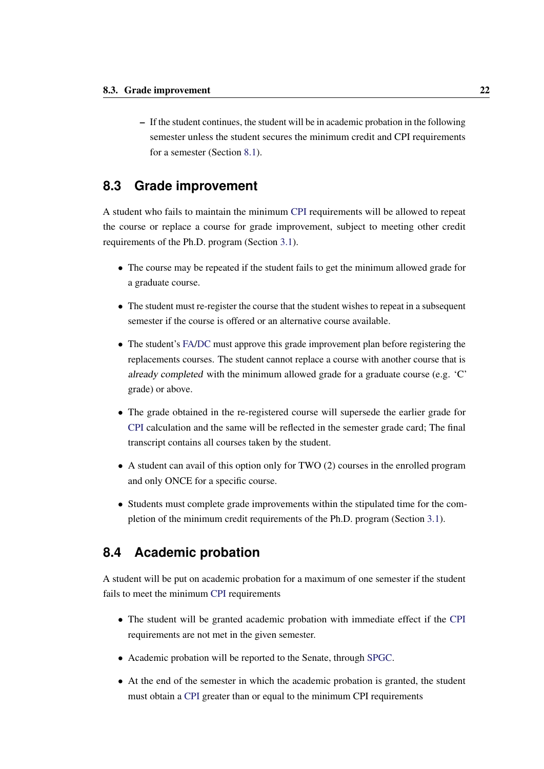- If the student continues, the student will be in academic probation in the following semester unless the student secures the minimum credit and CPI requirements for a semester (Section 8.1).

## 8.3 Grade improvement

A student who fails to maintain the minimum CPI requirements will be allowed to repeat the course or replace a course for grade improvement, subject to meeting other credit requirements of the Ph.D. program (Section 3.1).

- The course may be repeated if the student fails to get the minimum allowed grade for a graduate course.
- The student must re-register the course that the student wishes to repeat in a subsequent semester if the course is offered or an alternative course available.
- The student's FA/DC must approve this grade improvement plan before registering the replacements courses. The student cannot replace a course with another course that is *already completed* with the minimum allowed grade for a graduate course (e.g. 'C' grade) or above.
- The grade obtained in the re-registered course will supersede the earlier grade for CPI calculation and the same will be reflected in the semester grade card; The final transcript contains all courses taken by the student.
- A student can avail of this option only for TWO (2) courses in the enrolled program and only ONCE for a specific course.
- Students must complete grade improvements within the stipulated time for the completion of the minimum credit requirements of the Ph.D. program (Section 3.1).

## 8.4 Academic probation

A student will be put on academic probation for a maximum of one semester if the student fails to meet the minimum CPI requirements

- The student will be granted academic probation with immediate effect if the CPI requirements are not met in the given semester.
- Academic probation will be reported to the Senate, through SPGC.
- At the end of the semester in which the academic probation is granted, the student must obtain a CPI greater than or equal to the minimum CPI requirements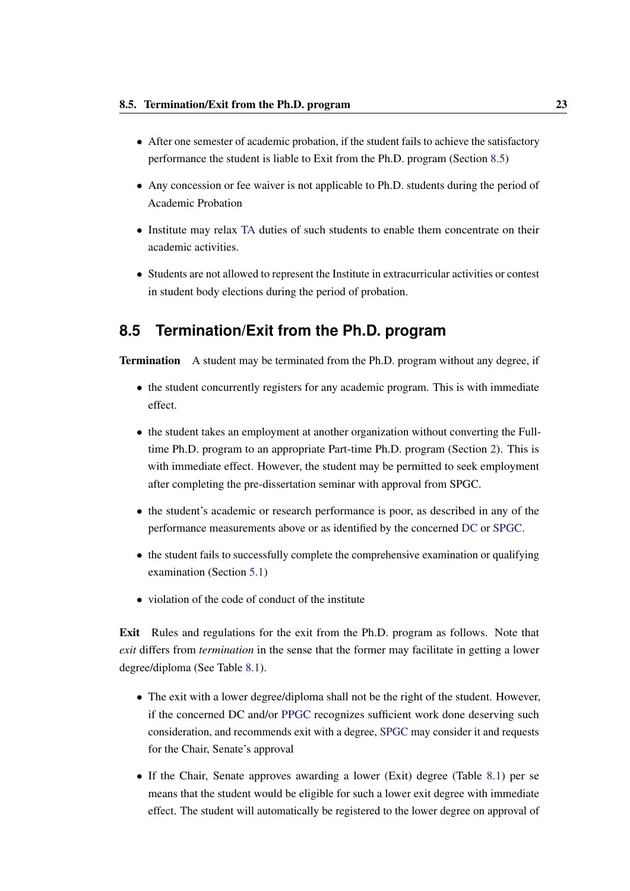- After one semester of academic probation, if the student fails to achieve the satisfactory performance the student is liable to Exit from the Ph.D. program (Section 8.5)
- Any concession or fee waiver is not applicable to Ph.D. students during the period of Academic Probation
- Institute may relax TA duties of such students to enable them concentrate on their academic activities.
- Students are not allowed to represent the Institute in extracurricular activities or contest in student body elections during the period of probation.

## 8.5 Termination/Exit from the Ph.D. program

**Termination** A student may be terminated from the Ph.D. program without any degree, if

- the student concurrently registers for any academic program. This is with immediate effect.
- the student takes an employment at another organization without converting the Full-time Ph.D. program to an appropriate Part-time Ph.D. program (Section 2). This is with immediate effect. However, the student may be permitted to seek employment after completing the pre-dissertation seminar with approval from SPGC.
- the student's academic or research performance is poor, as described in any of the performance measurements above or as identified by the concerned DC or SPGC.
- the student fails to successfully complete the comprehensive examination or qualifying examination (Section 5.1)
- violation of the code of conduct of the institute

**Exit** Rules and regulations for the exit from the Ph.D. program as follows. Note that *exit* differs from *termination* in the sense that the former may facilitate in getting a lower degree/diploma (See Table 8.1).

- The exit with a lower degree/diploma shall not be the right of the student. However, if the concerned DC and/or PPGC recognizes sufficient work done deserving such consideration, and recommends exit with a degree, SPGC may consider it and requests for the Chair, Senate's approval
- If the Chair, Senate approves awarding a lower (Exit) degree (Table 8.1) per se means that the student would be eligible for such a lower exit degree with immediate effect. The student will automatically be registered to the lower degree on approval of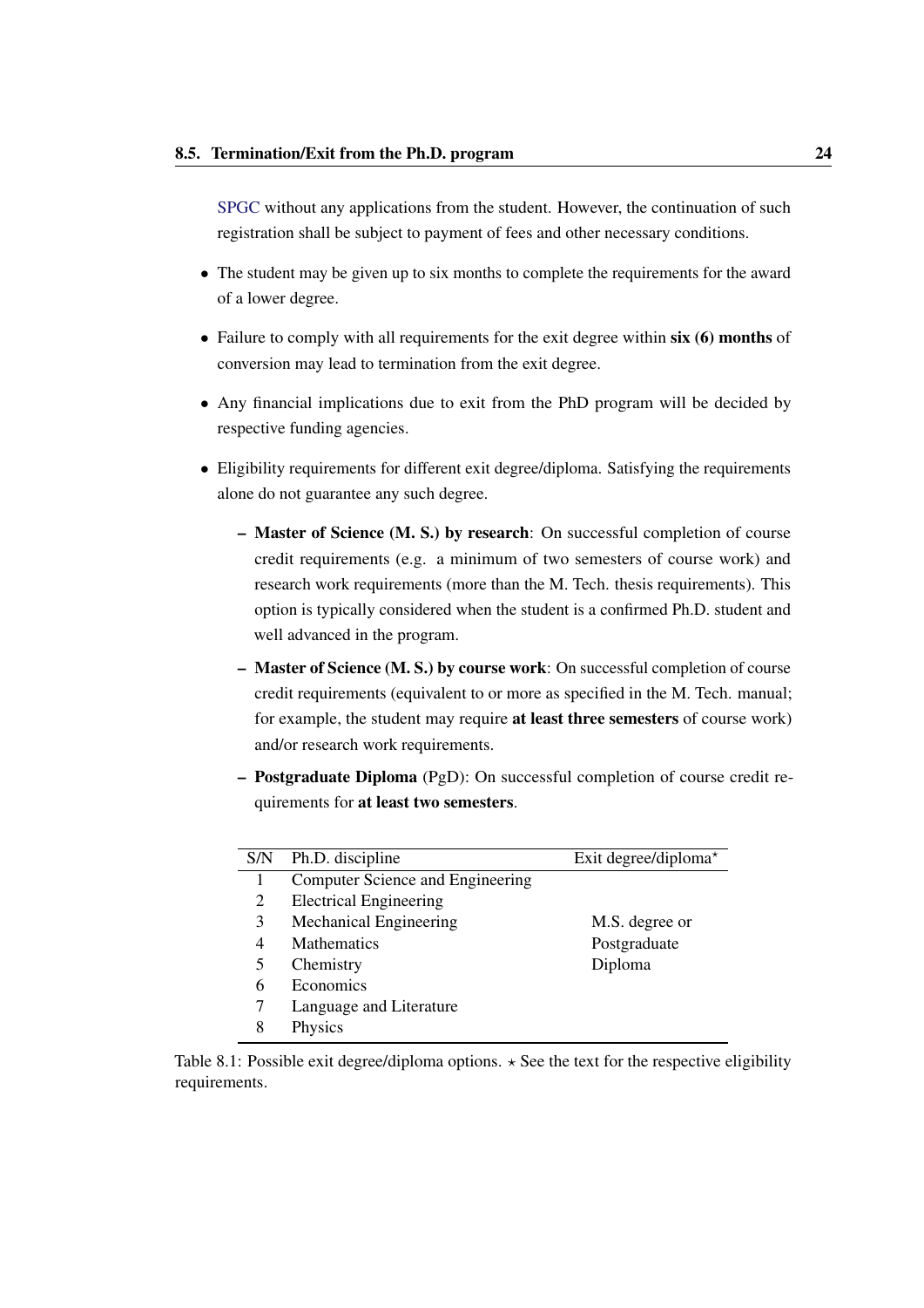SPGC without any applications from the student. However, the continuation of such registration shall be subject to payment of fees and other necessary conditions.

- The student may be given up to six months to complete the requirements for the award of a lower degree.
- Failure to comply with all requirements for the exit degree within **six (6) months** of conversion may lead to termination from the exit degree.
- Any financial implications due to exit from the PhD program will be decided by respective funding agencies.
- Eligibility requirements for different exit degree/diploma. Satisfying the requirements alone do not guarantee any such degree.
  - **Master of Science (M. S.) by research**: On successful completion of course credit requirements (e.g. a minimum of two semesters of course work) and research work requirements (more than the M. Tech. thesis requirements). This option is typically considered when the student is a confirmed Ph.D. student and well advanced in the program.
  - **Master of Science (M. S.) by course work**: On successful completion of course credit requirements (equivalent to or more as specified in the M. Tech. manual; for example, the student may require **at least three semesters** of course work) and/or research work requirements.
  - **Postgraduate Diploma** (PgD): On successful completion of course credit requirements for **at least two semesters**.

| S/N | Ph.D. discipline | Exit degree/diploma⋆ |
|---|---|---|
| 1 | Computer Science and Engineering | M.S. degree or Postgraduate Diploma |
| 2 | Electrical Engineering | |
| 3 | Mechanical Engineering | |
| 4 | Mathematics | |
| 5 | Chemistry | |
| 6 | Economics | |
| 7 | Language and Literature | |
| 8 | Physics | |

Table 8.1: Possible exit degree/diploma options. ⋆ See the text for the respective eligibility requirements.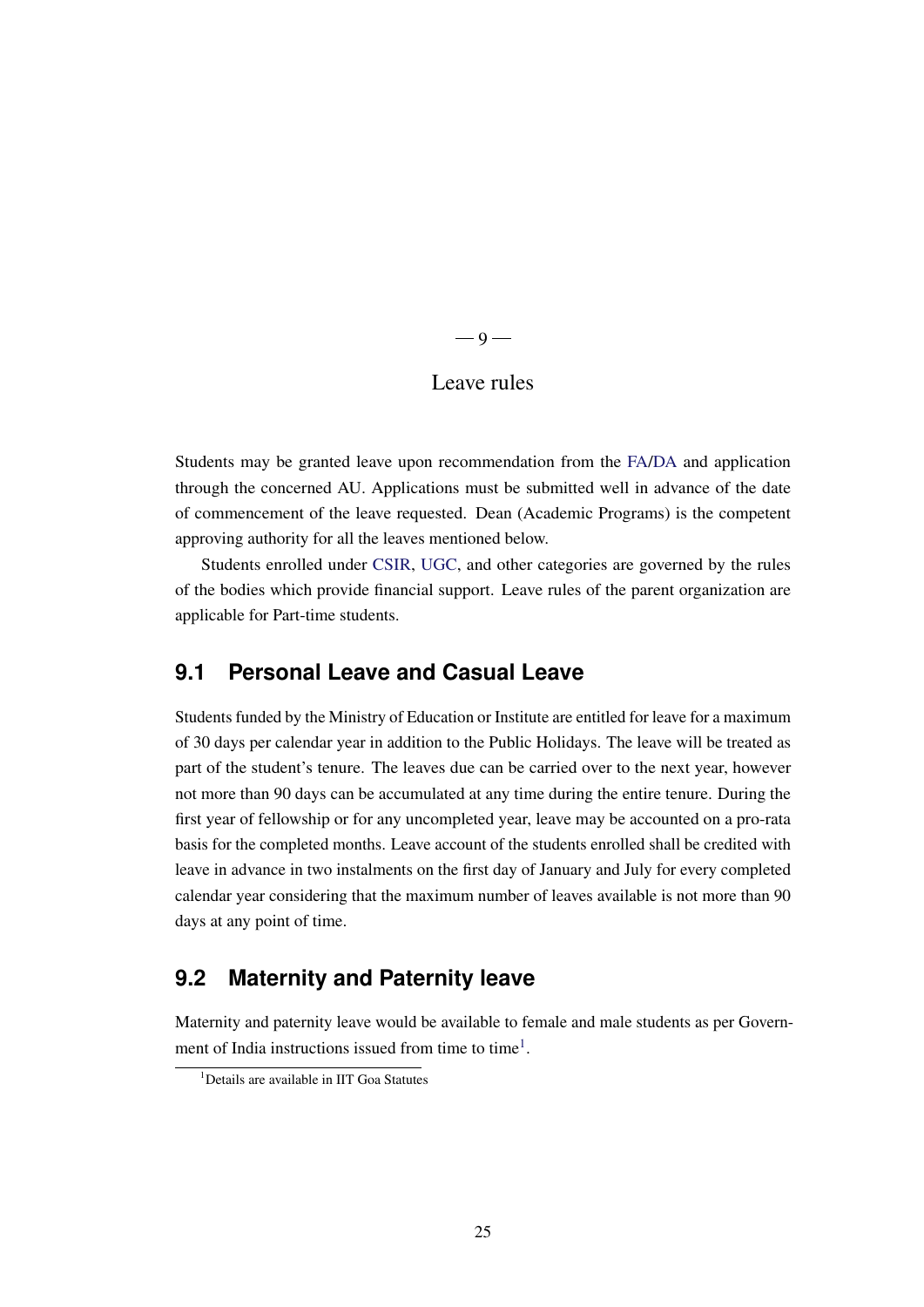# — 9 —

# Leave rules

Students may be granted leave upon recommendation from the FA/DA and application through the concerned AU. Applications must be submitted well in advance of the date of commencement of the leave requested. Dean (Academic Programs) is the competent approving authority for all the leaves mentioned below.

Students enrolled under CSIR, UGC, and other categories are governed by the rules of the bodies which provide financial support. Leave rules of the parent organization are applicable for Part-time students.

## 9.1 Personal Leave and Casual Leave

Students funded by the Ministry of Education or Institute are entitled for leave for a maximum of 30 days per calendar year in addition to the Public Holidays. The leave will be treated as part of the student's tenure. The leaves due can be carried over to the next year, however not more than 90 days can be accumulated at any time during the entire tenure. During the first year of fellowship or for any uncompleted year, leave may be accounted on a pro-rata basis for the completed months. Leave account of the students enrolled shall be credited with leave in advance in two instalments on the first day of January and July for every completed calendar year considering that the maximum number of leaves available is not more than 90 days at any point of time.

## 9.2 Maternity and Paternity leave

Maternity and paternity leave would be available to female and male students as per Government of India instructions issued from time to time[1].

[1] Details are available in IIT Goa Statutes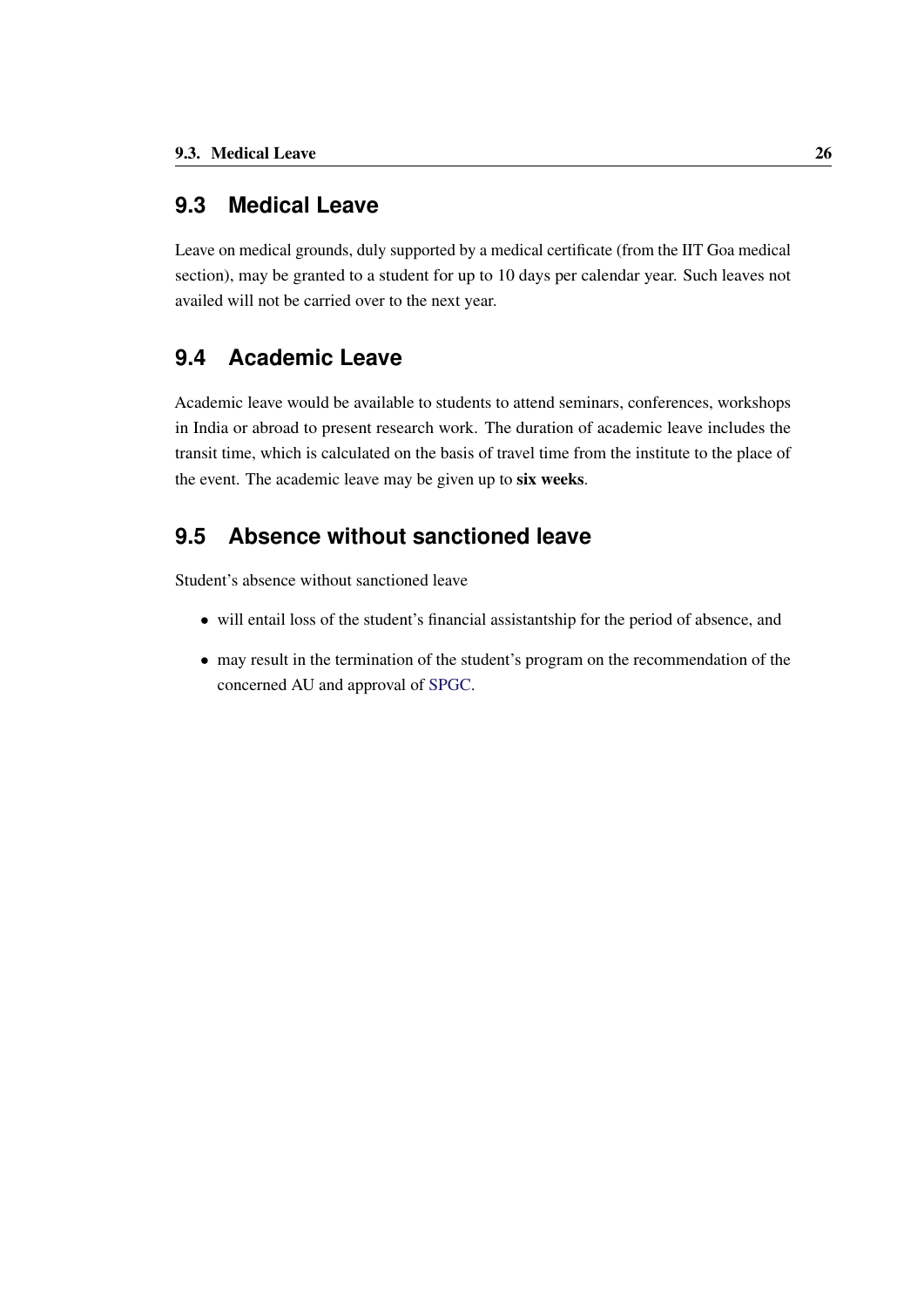## 9.3 Medical Leave

Leave on medical grounds, duly supported by a medical certificate (from the IIT Goa medical section), may be granted to a student for up to 10 days per calendar year. Such leaves not availed will not be carried over to the next year.

## 9.4 Academic Leave

Academic leave would be available to students to attend seminars, conferences, workshops in India or abroad to present research work. The duration of academic leave includes the transit time, which is calculated on the basis of travel time from the institute to the place of the event. The academic leave may be given up to **six weeks**.

## 9.5 Absence without sanctioned leave

Student's absence without sanctioned leave

- will entail loss of the student's financial assistantship for the period of absence, and
- may result in the termination of the student's program on the recommendation of the concerned AU and approval of SPGC.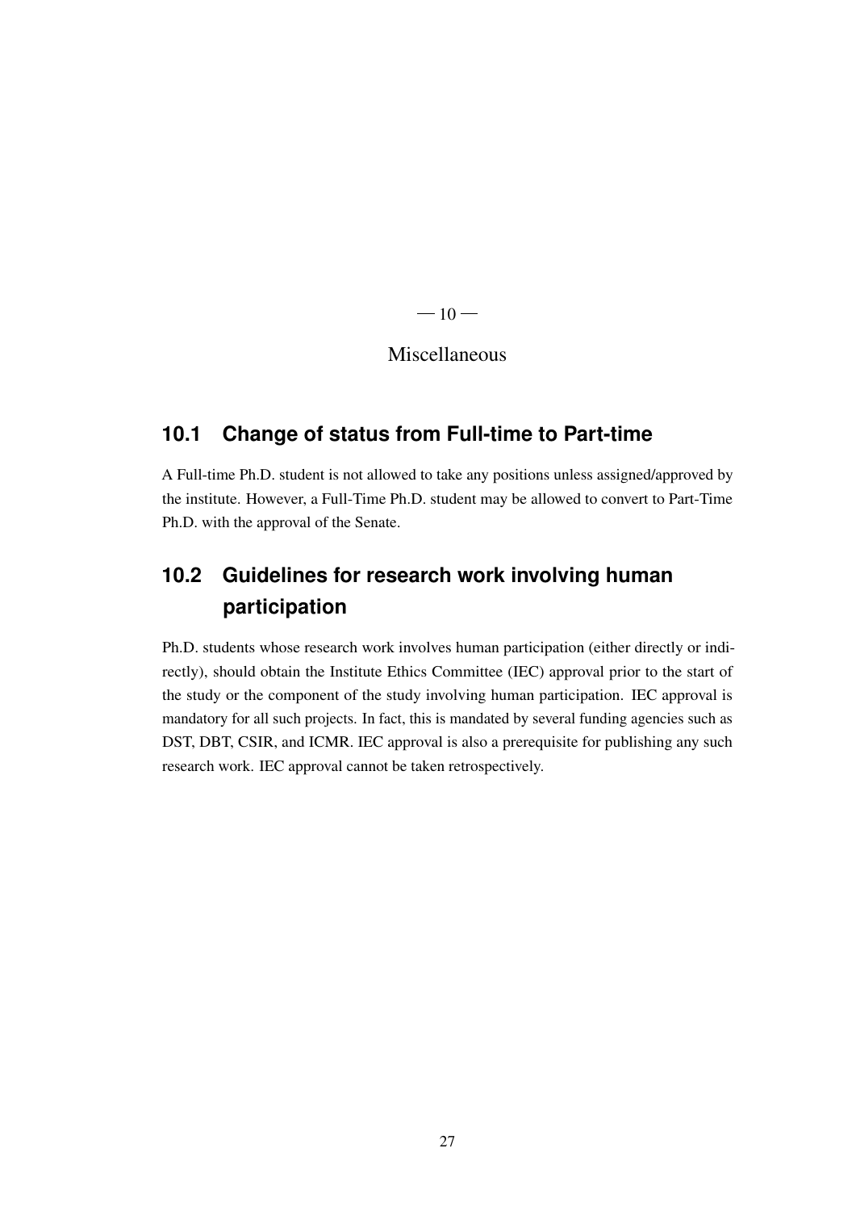# — 10 —

# Miscellaneous

## 10.1 Change of status from Full-time to Part-time

A Full-time Ph.D. student is not allowed to take any positions unless assigned/approved by the institute. However, a Full-Time Ph.D. student may be allowed to convert to Part-Time Ph.D. with the approval of the Senate.

## 10.2 Guidelines for research work involving human participation

Ph.D. students whose research work involves human participation (either directly or indirectly), should obtain the Institute Ethics Committee (IEC) approval prior to the start of the study or the component of the study involving human participation. IEC approval is mandatory for all such projects. In fact, this is mandated by several funding agencies such as DST, DBT, CSIR, and ICMR. IEC approval is also a prerequisite for publishing any such research work. IEC approval cannot be taken retrospectively.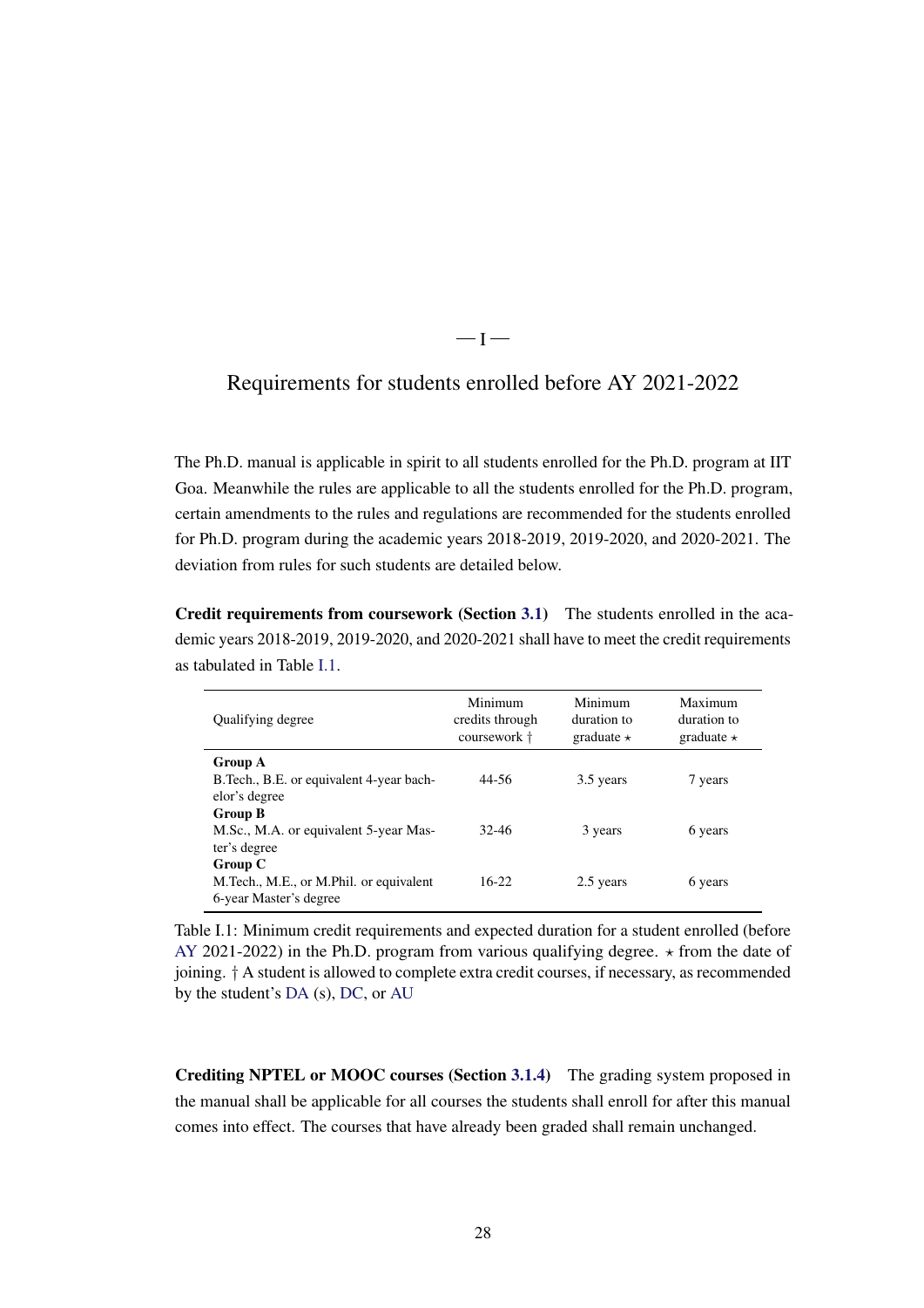# — I —

## Requirements for students enrolled before AY 2021-2022

The Ph.D. manual is applicable in spirit to all students enrolled for the Ph.D. program at IIT Goa. Meanwhile the rules are applicable to all the students enrolled for the Ph.D. program, certain amendments to the rules and regulations are recommended for the students enrolled for Ph.D. program during the academic years 2018-2019, 2019-2020, and 2020-2021. The deviation from rules for such students are detailed below.

**Credit requirements from coursework (Section 3.1)** The students enrolled in the academic years 2018-2019, 2019-2020, and 2020-2021 shall have to meet the credit requirements as tabulated in Table I.1.

| Qualifying degree | Minimum credits through coursework † | Minimum duration to graduate ⋆ | Maximum duration to graduate ⋆ |
|---|---|---|---|
| **Group A** B.Tech., B.E. or equivalent 4-year bachelor's degree | 44-56 | 3.5 years | 7 years |
| **Group B** M.Sc., M.A. or equivalent 5-year Master's degree | 32-46 | 3 years | 6 years |
| **Group C** M.Tech., M.E., or M.Phil. or equivalent 6-year Master's degree | 16-22 | 2.5 years | 6 years |

Table I.1: Minimum credit requirements and expected duration for a student enrolled (before AY 2021-2022) in the Ph.D. program from various qualifying degree. ⋆ from the date of joining. † A student is allowed to complete extra credit courses, if necessary, as recommended by the student's DA (s), DC, or AU

**Crediting NPTEL or MOOC courses (Section 3.1.4)** The grading system proposed in the manual shall be applicable for all courses the students shall enroll for after this manual comes into effect. The courses that have already been graded shall remain unchanged.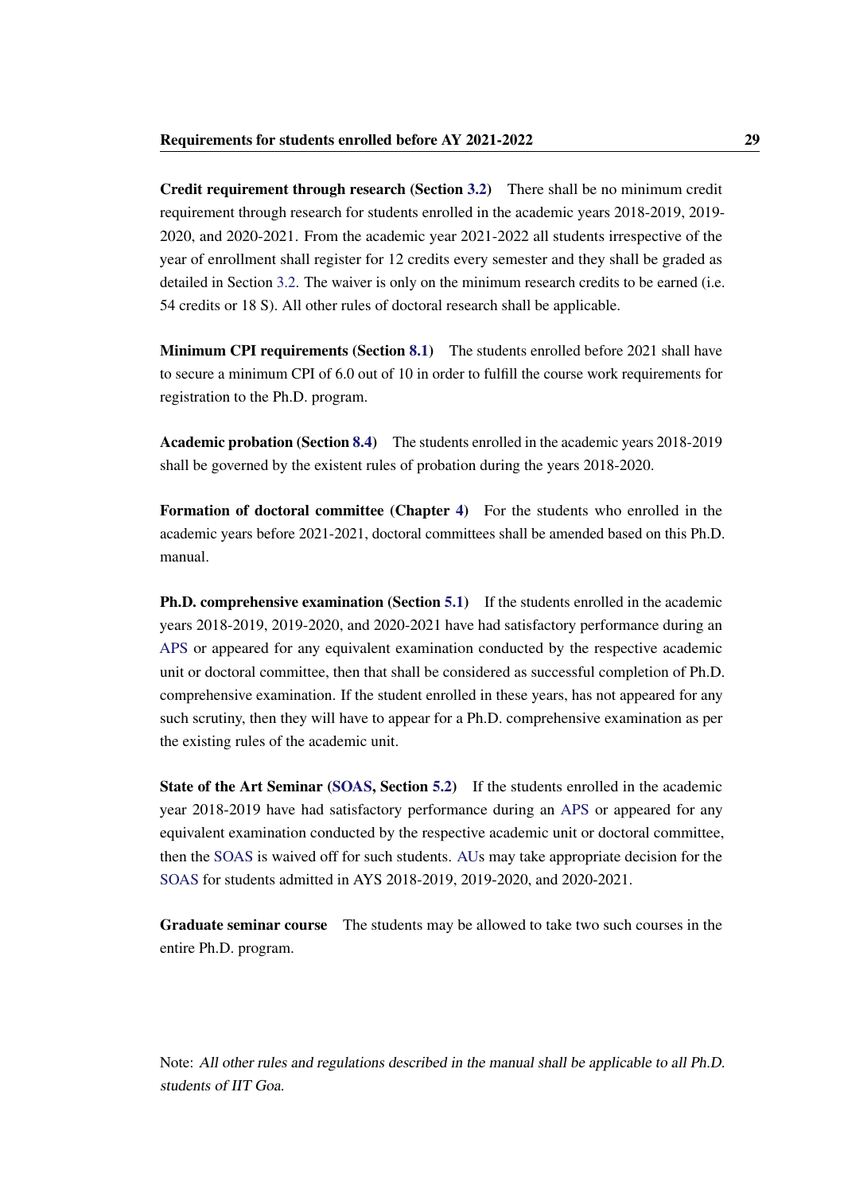**Credit requirement through research (Section 3.2)** There shall be no minimum credit requirement through research for students enrolled in the academic years 2018-2019, 2019-2020, and 2020-2021. From the academic year 2021-2022 all students irrespective of the year of enrollment shall register for 12 credits every semester and they shall be graded as detailed in Section 3.2. The waiver is only on the minimum research credits to be earned (i.e. 54 credits or 18 S). All other rules of doctoral research shall be applicable.

**Minimum CPI requirements (Section 8.1)** The students enrolled before 2021 shall have to secure a minimum CPI of 6.0 out of 10 in order to fulfill the course work requirements for registration to the Ph.D. program.

**Academic probation (Section 8.4)** The students enrolled in the academic years 2018-2019 shall be governed by the existent rules of probation during the years 2018-2020.

**Formation of doctoral committee (Chapter 4)** For the students who enrolled in the academic years before 2021-2021, doctoral committees shall be amended based on this Ph.D. manual.

**Ph.D. comprehensive examination (Section 5.1)** If the students enrolled in the academic years 2018-2019, 2019-2020, and 2020-2021 have had satisfactory performance during an APS or appeared for any equivalent examination conducted by the respective academic unit or doctoral committee, then that shall be considered as successful completion of Ph.D. comprehensive examination. If the student enrolled in these years, has not appeared for any such scrutiny, then they will have to appear for a Ph.D. comprehensive examination as per the existing rules of the academic unit.

**State of the Art Seminar (SOAS, Section 5.2)** If the students enrolled in the academic year 2018-2019 have had satisfactory performance during an APS or appeared for any equivalent examination conducted by the respective academic unit or doctoral committee, then the SOAS is waived off for such students. AUs may take appropriate decision for the SOAS for students admitted in AYS 2018-2019, 2019-2020, and 2020-2021.

**Graduate seminar course** The students may be allowed to take two such courses in the entire Ph.D. program.

Note: *All other rules and regulations described in the manual shall be applicable to all Ph.D. students of IIT Goa.*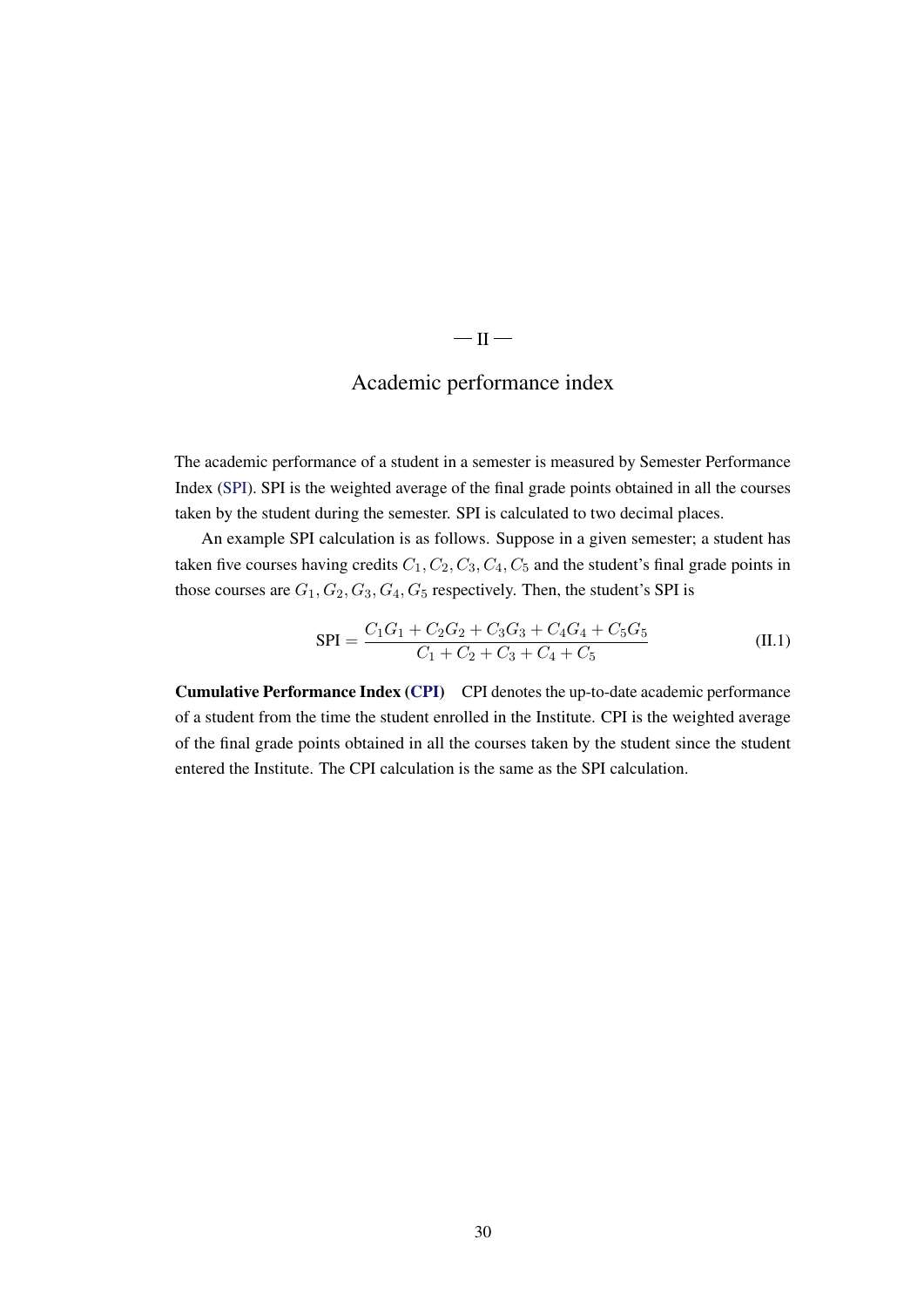— II —

# Academic performance index

The academic performance of a student in a semester is measured by Semester Performance Index (SPI). SPI is the weighted average of the final grade points obtained in all the courses taken by the student during the semester. SPI is calculated to two decimal places.

An example SPI calculation is as follows. Suppose in a given semester; a student has taken five courses having credits $C_1, C_2, C_3, C_4, C_5$ and the student's final grade points in those courses are $G_1, G_2, G_3, G_4, G_5$ respectively. Then, the student's SPI is

$$\text{SPI} = \frac{C_1G_1 + C_2G_2 + C_3G_3 + C_4G_4 + C_5G_5}{C_1 + C_2 + C_3 + C_4 + C_5} \tag{II.1}$$

**Cumulative Performance Index (CPI)** CPI denotes the up-to-date academic performance of a student from the time the student enrolled in the Institute. CPI is the weighted average of the final grade points obtained in all the courses taken by the student since the student entered the Institute. The CPI calculation is the same as the SPI calculation.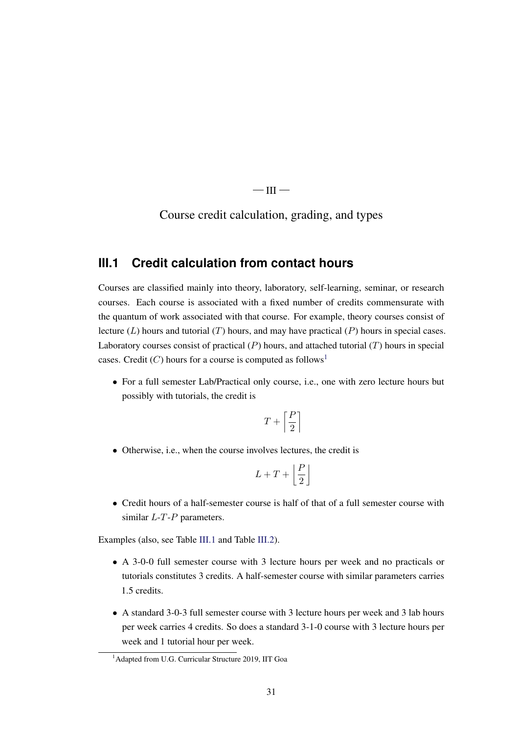— III —

# Course credit calculation, grading, and types

## III.1 Credit calculation from contact hours

Courses are classified mainly into theory, laboratory, self-learning, seminar, or research courses. Each course is associated with a fixed number of credits commensurate with the quantum of work associated with that course. For example, theory courses consist of lecture ($L$) hours and tutorial ($T$) hours, and may have practical ($P$) hours in special cases. Laboratory courses consist of practical ($P$) hours, and attached tutorial ($T$) hours in special cases. Credit ($C$) hours for a course is computed as follows[1]

- For a full semester Lab/Practical only course, i.e., one with zero lecture hours but possibly with tutorials, the credit is

$$T + \left\lceil \frac{P}{2} \right\rceil$$

- Otherwise, i.e., when the course involves lectures, the credit is

$$L + T + \left\lfloor \frac{P}{2} \right\rfloor$$

- Credit hours of a half-semester course is half of that of a full semester course with similar $L$-$T$-$P$ parameters.

Examples (also, see Table III.1 and Table III.2).

- A 3-0-0 full semester course with 3 lecture hours per week and no practicals or tutorials constitutes 3 credits. A half-semester course with similar parameters carries 1.5 credits.
- A standard 3-0-3 full semester course with 3 lecture hours per week and 3 lab hours per week carries 4 credits. So does a standard 3-1-0 course with 3 lecture hours per week and 1 tutorial hour per week.

[1] Adapted from U.G. Curricular Structure 2019, IIT Goa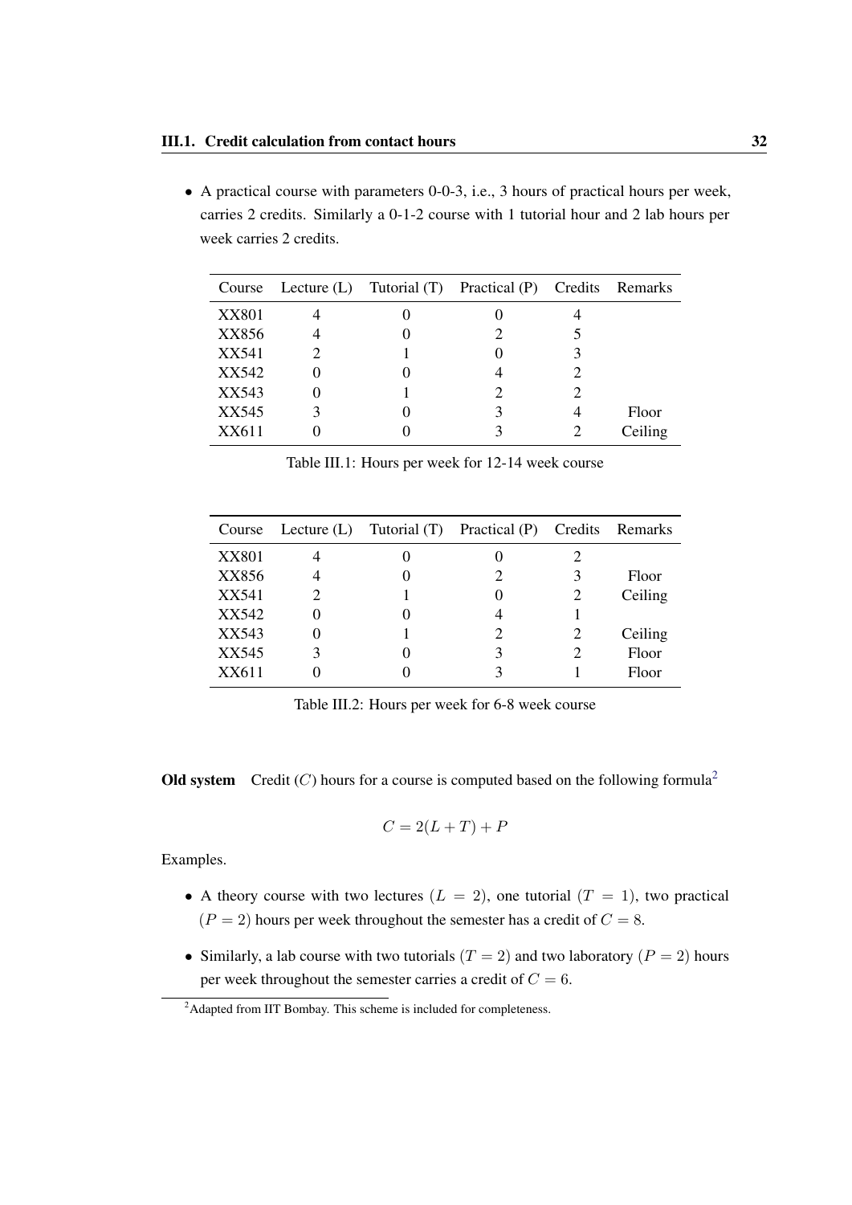- A practical course with parameters 0-0-3, i.e., 3 hours of practical hours per week, carries 2 credits. Similarly a 0-1-2 course with 1 tutorial hour and 2 lab hours per week carries 2 credits.

| Course | Lecture (L) | Tutorial (T) | Practical (P) | Credits | Remarks |
|---|---|---|---|---|---|
| XX801 | 4 | 0 | 0 | 4 | |
| XX856 | 4 | 0 | 2 | 5 | |
| XX541 | 2 | 1 | 0 | 3 | |
| XX542 | 0 | 0 | 4 | 2 | |
| XX543 | 0 | 1 | 2 | 2 | |
| XX545 | 3 | 0 | 3 | 4 | Floor |
| XX611 | 0 | 0 | 3 | 2 | Ceiling |

Table III.1: Hours per week for 12-14 week course

| Course | Lecture (L) | Tutorial (T) | Practical (P) | Credits | Remarks |
|---|---|---|---|---|---|
| XX801 | 4 | 0 | 0 | 2 | |
| XX856 | 4 | 0 | 2 | 3 | Floor |
| XX541 | 2 | 1 | 0 | 2 | Ceiling |
| XX542 | 0 | 0 | 4 | 1 | |
| XX543 | 0 | 1 | 2 | 2 | Ceiling |
| XX545 | 3 | 0 | 3 | 2 | Floor |
| XX611 | 0 | 0 | 3 | 1 | Floor |

Table III.2: Hours per week for 6-8 week course

**Old system** Credit ($C$) hours for a course is computed based on the following formula[2]

$$C = 2(L + T) + P$$

Examples.

- A theory course with two lectures ($L = 2$), one tutorial ($T = 1$), two practical ($P = 2$) hours per week throughout the semester has a credit of $C = 8$.
- Similarly, a lab course with two tutorials ($T = 2$) and two laboratory ($P = 2$) hours per week throughout the semester carries a credit of $C = 6$.

[2] Adapted from IIT Bombay. This scheme is included for completeness.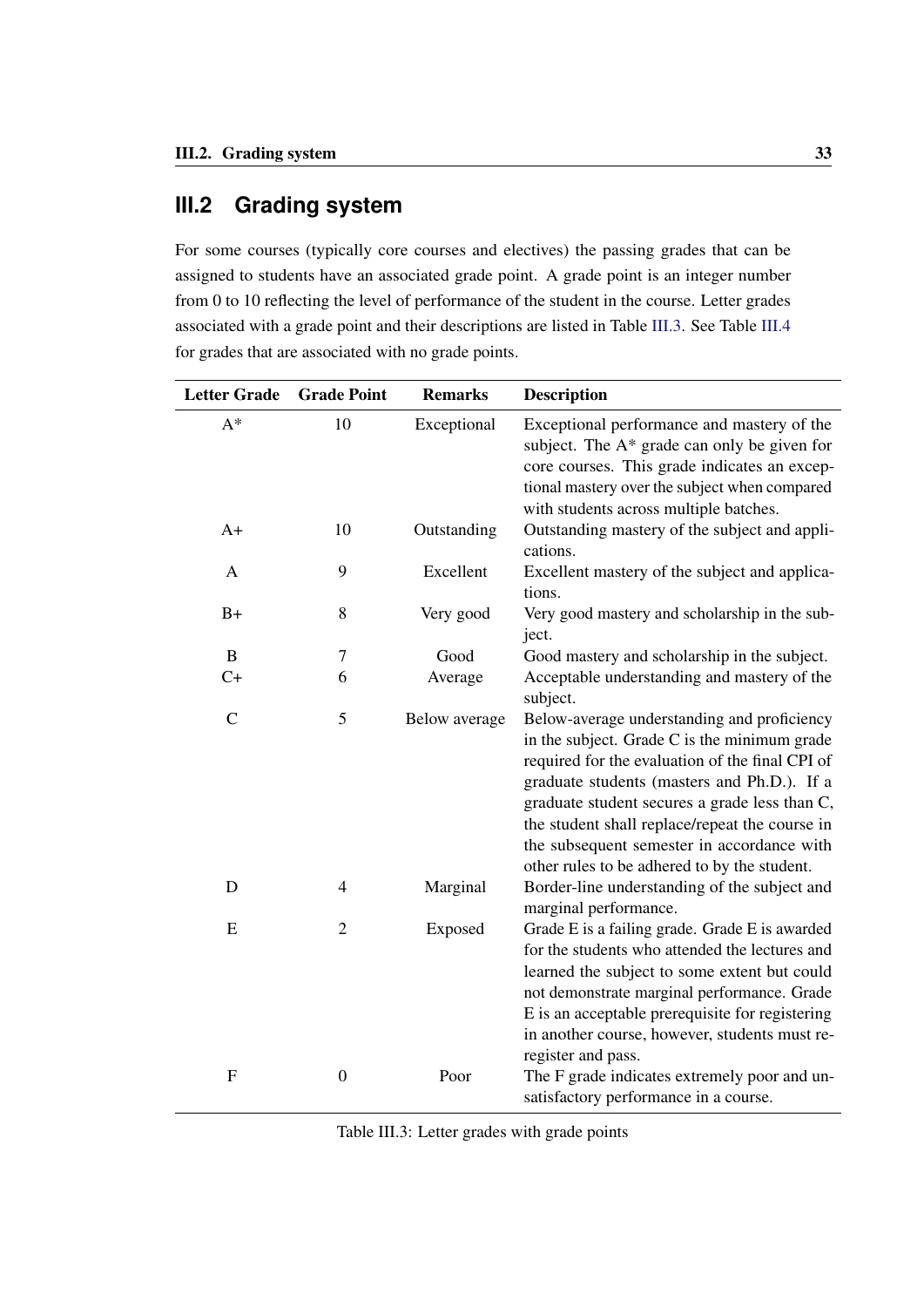## III.2 Grading system

For some courses (typically core courses and electives) the passing grades that can be assigned to students have an associated grade point. A grade point is an integer number from 0 to 10 reflecting the level of performance of the student in the course. Letter grades associated with a grade point and their descriptions are listed in Table III.3. See Table III.4 for grades that are associated with no grade points.

| Letter Grade | Grade Point | Remarks | Description |
|---|---|---|---|
| A* | 10 | Exceptional | Exceptional performance and mastery of the subject. The A* grade can only be given for core courses. This grade indicates an exceptional mastery over the subject when compared with students across multiple batches. |
| A+ | 10 | Outstanding | Outstanding mastery of the subject and applications. |
| A | 9 | Excellent | Excellent mastery of the subject and applications. |
| B+ | 8 | Very good | Very good mastery and scholarship in the subject. |
| B | 7 | Good | Good mastery and scholarship in the subject. |
| C+ | 6 | Average | Acceptable understanding and mastery of the subject. |
| C | 5 | Below average | Below-average understanding and proficiency in the subject. Grade C is the minimum grade required for the evaluation of the final CPI of graduate students (masters and Ph.D.). If a graduate student secures a grade less than C, the student shall replace/repeat the course in the subsequent semester in accordance with other rules to be adhered to by the student. |
| D | 4 | Marginal | Border-line understanding of the subject and marginal performance. |
| E | 2 | Exposed | Grade E is a failing grade. Grade E is awarded for the students who attended the lectures and learned the subject to some extent but could not demonstrate marginal performance. Grade E is an acceptable prerequisite for registering in another course, however, students must re-register and pass. |
| F | 0 | Poor | The F grade indicates extremely poor and unsatisfactory performance in a course. |

Table III.3: Letter grades with grade points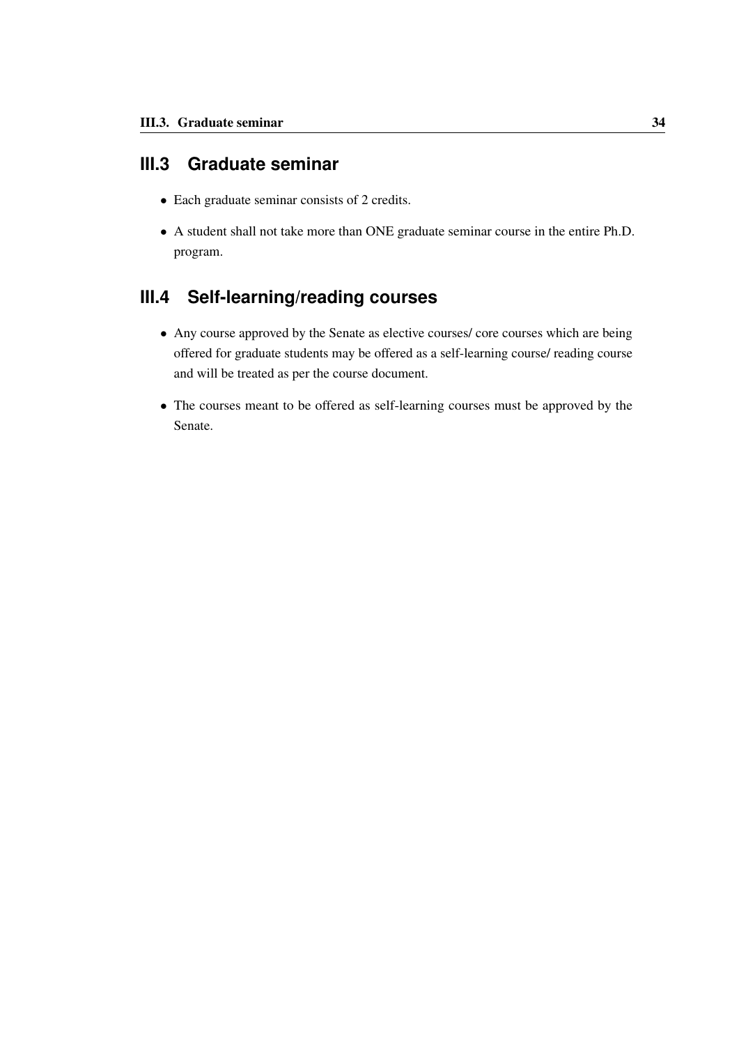## III.3 Graduate seminar

- Each graduate seminar consists of 2 credits.
- A student shall not take more than ONE graduate seminar course in the entire Ph.D. program.

## III.4 Self-learning/reading courses

- Any course approved by the Senate as elective courses/ core courses which are being offered for graduate students may be offered as a self-learning course/ reading course and will be treated as per the course document.
- The courses meant to be offered as self-learning courses must be approved by the Senate.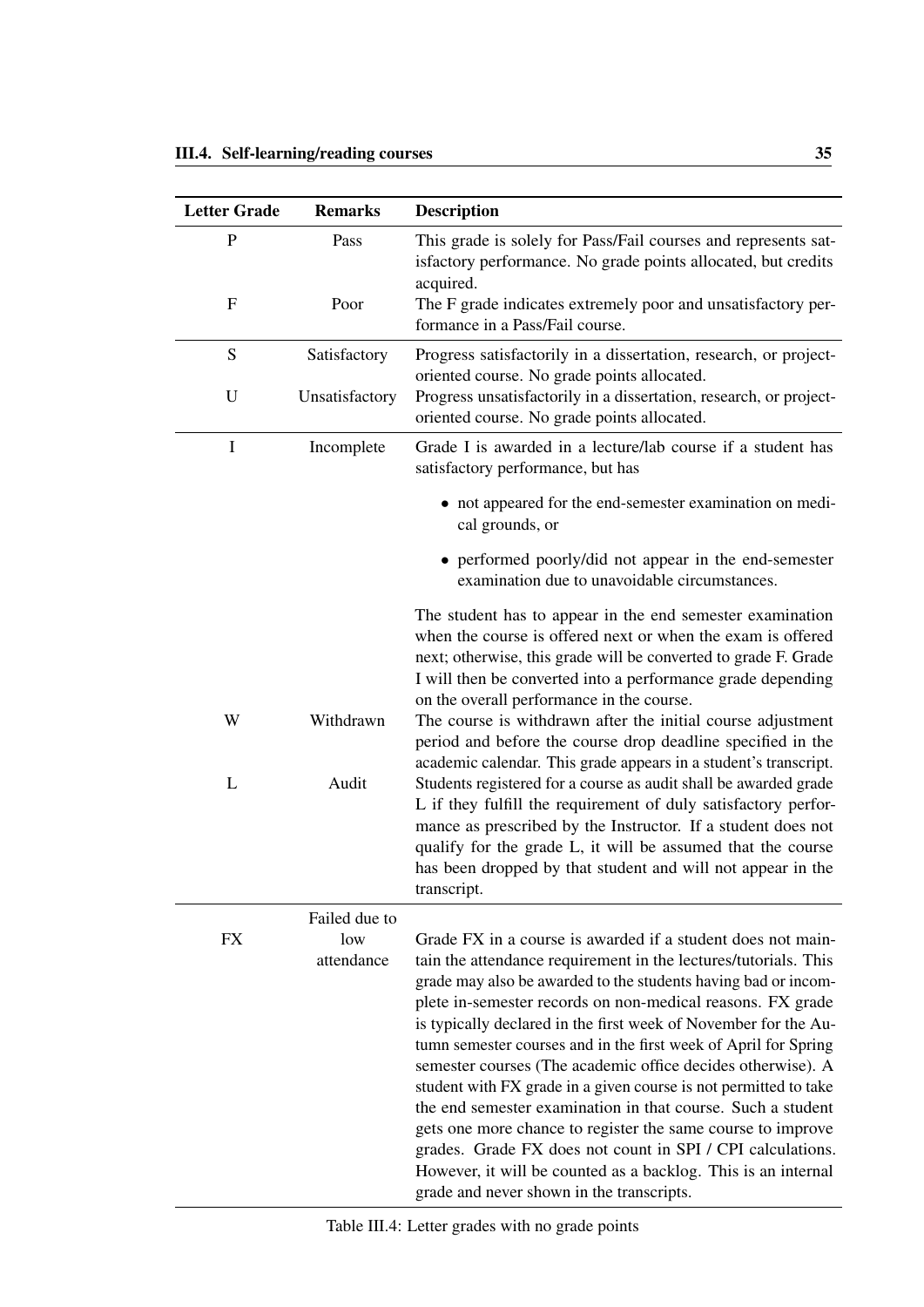| Letter Grade | Remarks | Description |
|---|---|---|
| P | Pass | This grade is solely for Pass/Fail courses and represents satisfactory performance. No grade points allocated, but credits acquired. |
| F | Poor | The F grade indicates extremely poor and unsatisfactory performance in a Pass/Fail course. |
| S | Satisfactory | Progress satisfactorily in a dissertation, research, or project-oriented course. No grade points allocated. |
| U | Unsatisfactory | Progress unsatisfactorily in a dissertation, research, or project-oriented course. No grade points allocated. |
| I | Incomplete | Grade I is awarded in a lecture/lab course if a student has satisfactory performance, but has <br>• not appeared for the end-semester examination on medical grounds, or <br>• performed poorly/did not appear in the end-semester examination due to unavoidable circumstances. <br>The student has to appear in the end semester examination when the course is offered next or when the exam is offered next; otherwise, this grade will be converted to grade F. Grade I will then be converted into a performance grade depending on the overall performance in the course. |
| W | Withdrawn | The course is withdrawn after the initial course adjustment period and before the course drop deadline specified in the academic calendar. This grade appears in a student's transcript. |
| L | Audit | Students registered for a course as audit shall be awarded grade L if they fulfill the requirement of duly satisfactory performance as prescribed by the Instructor. If a student does not qualify for the grade L, it will be assumed that the course has been dropped by that student and will not appear in the transcript. |
| FX | Failed due to low attendance | Grade FX in a course is awarded if a student does not maintain the attendance requirement in the lectures/tutorials. This grade may also be awarded to the students having bad or incomplete in-semester records on non-medical reasons. FX grade is typically declared in the first week of November for the Autumn semester courses and in the first week of April for Spring semester courses (The academic office decides otherwise). A student with FX grade in a given course is not permitted to take the end semester examination in that course. Such a student gets one more chance to register the same course to improve grades. Grade FX does not count in SPI / CPI calculations. However, it will be counted as a backlog. This is an internal grade and never shown in the transcripts. |

Table III.4: Letter grades with no grade points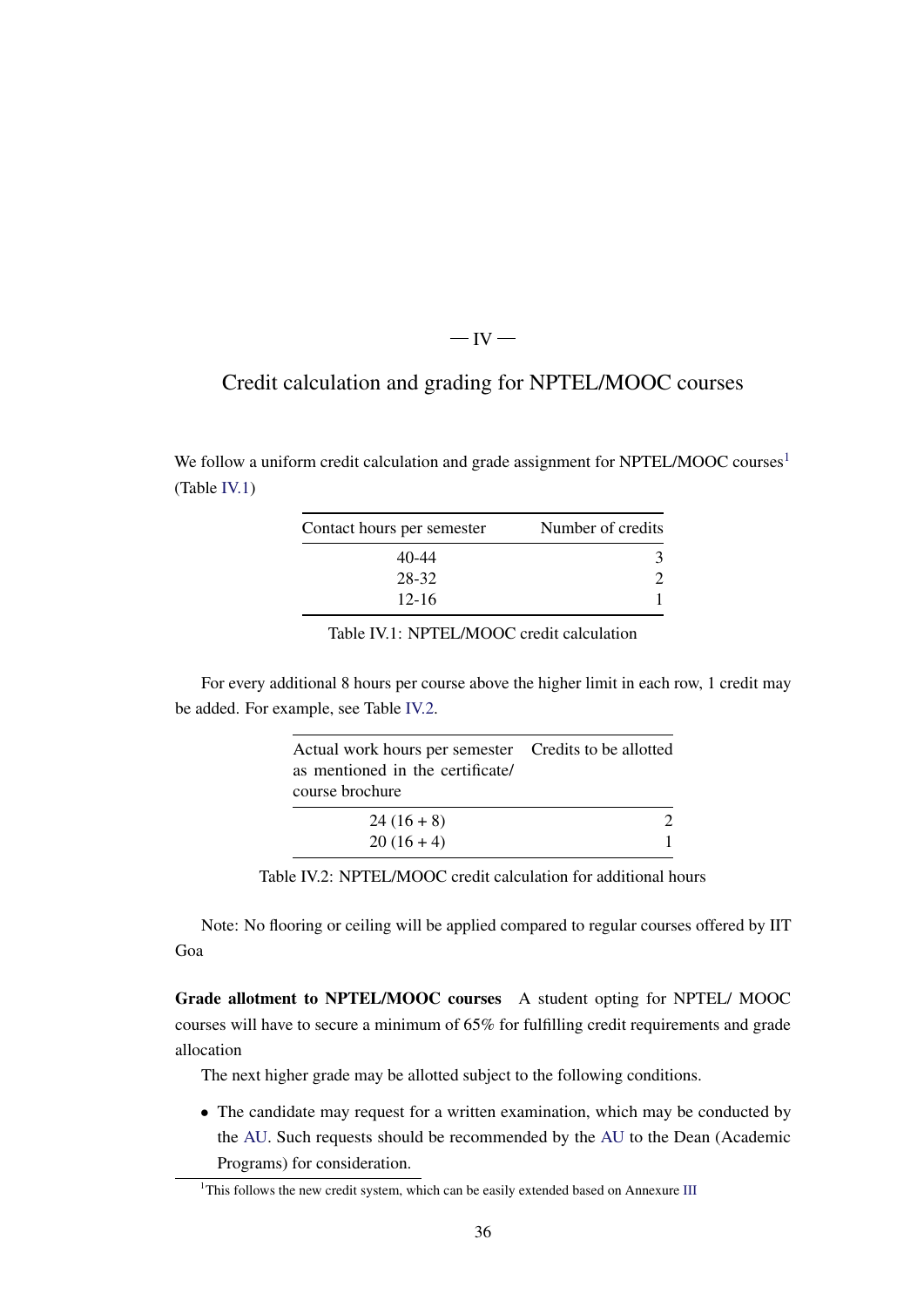# — IV —

# Credit calculation and grading for NPTEL/MOOC courses

We follow a uniform credit calculation and grade assignment for NPTEL/MOOC courses[1] (Table IV.1)

| Contact hours per semester | Number of credits |
|---|---|
| 40-44 | 3 |
| 28-32 | 2 |
| 12-16 | 1 |

Table IV.1: NPTEL/MOOC credit calculation

For every additional 8 hours per course above the higher limit in each row, 1 credit may be added. For example, see Table IV.2.

| Actual work hours per semester as mentioned in the certificate/ course brochure | Credits to be allotted |
|---|---|
| 24 (16 + 8) | 2 |
| 20 (16 + 4) | 1 |

Table IV.2: NPTEL/MOOC credit calculation for additional hours

Note: No flooring or ceiling will be applied compared to regular courses offered by IIT Goa

**Grade allotment to NPTEL/MOOC courses** A student opting for NPTEL/ MOOC courses will have to secure a minimum of 65% for fulfilling credit requirements and grade allocation

The next higher grade may be allotted subject to the following conditions.

- The candidate may request for a written examination, which may be conducted by the AU. Such requests should be recommended by the AU to the Dean (Academic Programs) for consideration.

[1] This follows the new credit system, which can be easily extended based on Annexure III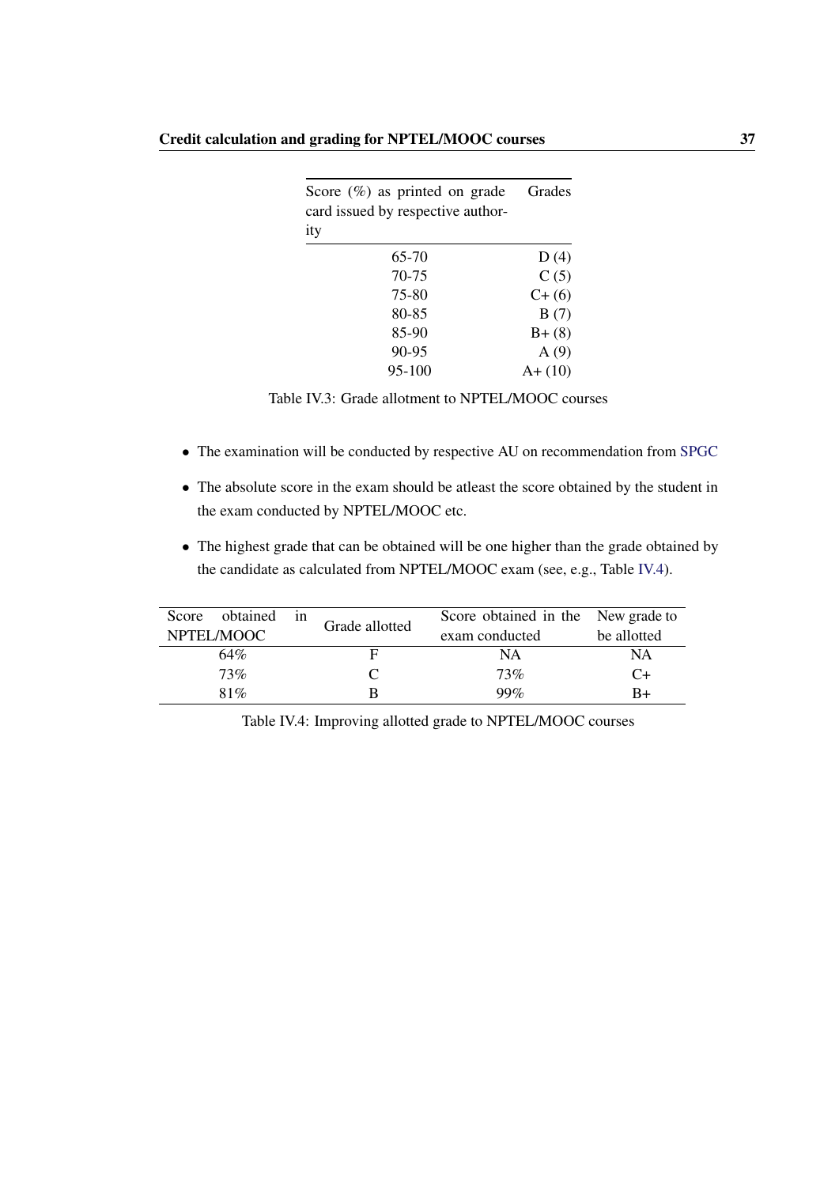| Score (%) as printed on grade card issued by respective authority | Grades |
|---|---|
| 65-70 | D (4) |
| 70-75 | C (5) |
| 75-80 | C+ (6) |
| 80-85 | B (7) |
| 85-90 | B+ (8) |
| 90-95 | A (9) |
| 95-100 | A+ (10) |

Table IV.3: Grade allotment to NPTEL/MOOC courses

- The examination will be conducted by respective AU on recommendation from SPGC
- The absolute score in the exam should be atleast the score obtained by the student in the exam conducted by NPTEL/MOOC etc.
- The highest grade that can be obtained will be one higher than the grade obtained by the candidate as calculated from NPTEL/MOOC exam (see, e.g., Table IV.4).

| Score obtained in NPTEL/MOOC | Grade allotted | Score obtained in the exam conducted | New grade to be allotted |
|---|---|---|---|
| 64% | F | NA | NA |
| 73% | C | 73% | C+ |
| 81% | B | 99% | B+ |

Table IV.4: Improving allotted grade to NPTEL/MOOC courses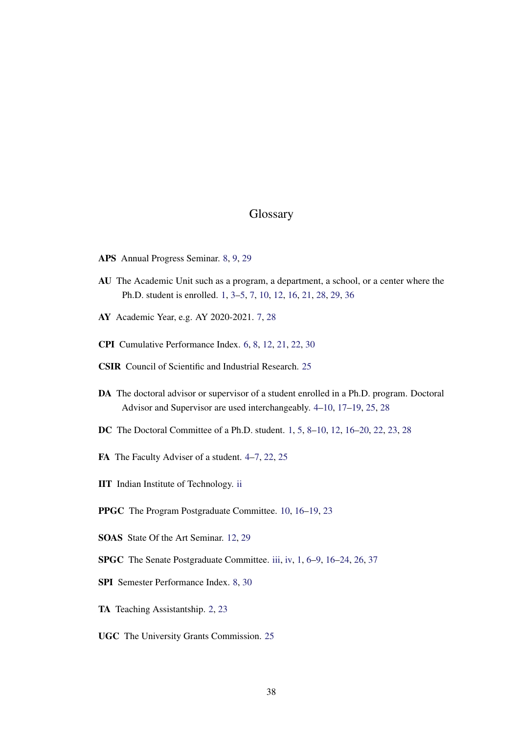# Glossary

**APS** Annual Progress Seminar. 8, 9, 29

**AU** The Academic Unit such as a program, a department, a school, or a center where the Ph.D. student is enrolled. 1, 3–5, 7, 10, 12, 16, 21, 28, 29, 36

**AY** Academic Year, e.g. AY 2020-2021. 7, 28

**CPI** Cumulative Performance Index. 6, 8, 12, 21, 22, 30

**CSIR** Council of Scientific and Industrial Research. 25

**DA** The doctoral advisor or supervisor of a student enrolled in a Ph.D. program. Doctoral Advisor and Supervisor are used interchangeably. 4–10, 17–19, 25, 28

**DC** The Doctoral Committee of a Ph.D. student. 1, 5, 8–10, 12, 16–20, 22, 23, 28

**FA** The Faculty Adviser of a student. 4–7, 22, 25

**IIT** Indian Institute of Technology. ii

**PPGC** The Program Postgraduate Committee. 10, 16–19, 23

**SOAS** State Of the Art Seminar. 12, 29

**SPGC** The Senate Postgraduate Committee. iii, iv, 1, 6–9, 16–24, 26, 37

**SPI** Semester Performance Index. 8, 30

**TA** Teaching Assistantship. 2, 23

**UGC** The University Grants Commission. 25